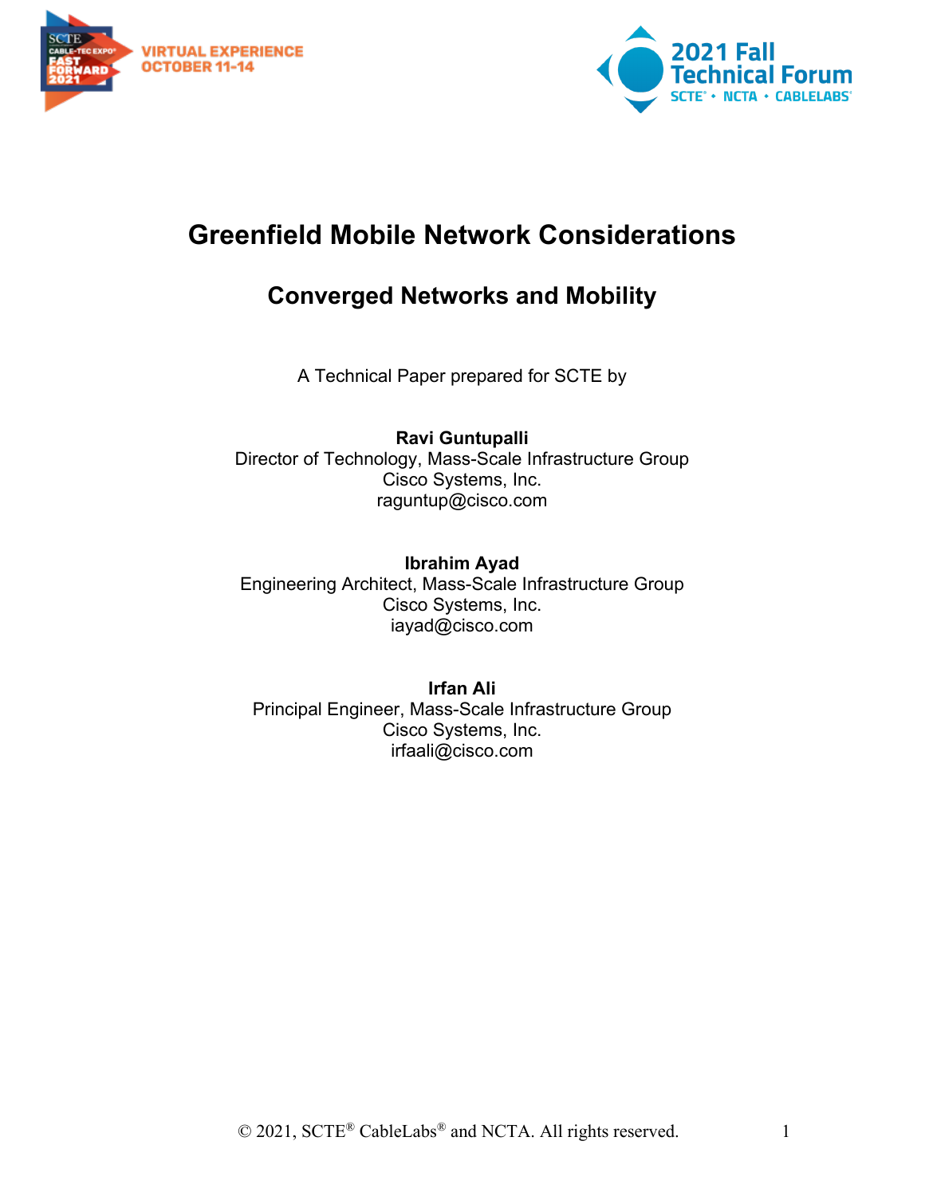# Greenfield Mobile Network Considerations

## Converged Networks and Mobility

A Technical Paper prepared for SCTE by

**Ravi Guntupalli**
Director of Technology, Mass-Scale Infrastructure Group
Cisco Systems, Inc.
raguntup@cisco.com

**Ibrahim Ayad**
Engineering Architect, Mass-Scale Infrastructure Group
Cisco Systems, Inc.
iayad@cisco.com

**Irfan Ali**
Principal Engineer, Mass-Scale Infrastructure Group
Cisco Systems, Inc.
irfaali@cisco.com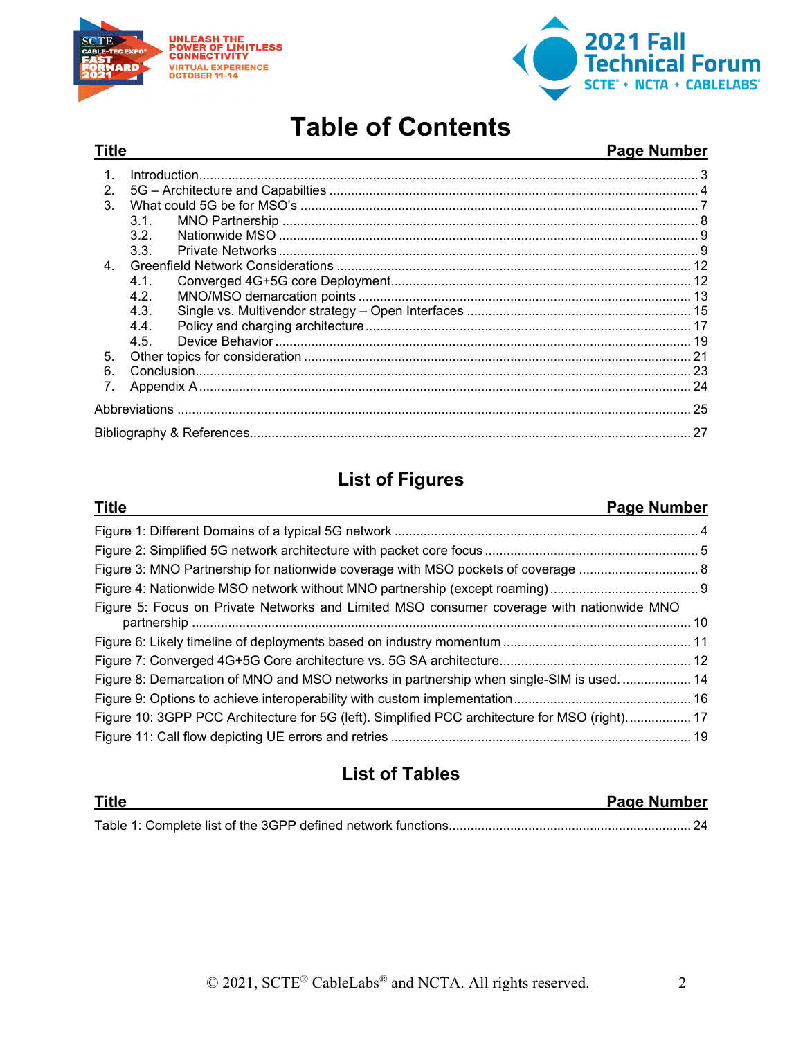# Table of Contents

| Title | Page Number |
|---|---|
| 1. Introduction | 3 |
| 2. 5G – Architecture and Capabilties | 4 |
| 3. What could 5G be for MSO's | 7 |
| 3.1. MNO Partnership | 8 |
| 3.2. Nationwide MSO | 9 |
| 3.3. Private Networks | 9 |
| 4. Greenfield Network Considerations | 12 |
| 4.1. Converged 4G+5G core Deployment | 12 |
| 4.2. MNO/MSO demarcation points | 13 |
| 4.3. Single vs. Multivendor strategy – Open Interfaces | 15 |
| 4.4. Policy and charging architecture | 17 |
| 4.5. Device Behavior | 19 |
| 5. Other topics for consideration | 21 |
| 6. Conclusion | 23 |
| 7. Appendix A | 24 |
| Abbreviations | 25 |
| Bibliography & References | 27 |

## List of Figures

| Title | Page Number |
|---|---|
| Figure 1: Different Domains of a typical 5G network | 4 |
| Figure 2: Simplified 5G network architecture with packet core focus | 5 |
| Figure 3: MNO Partnership for nationwide coverage with MSO pockets of coverage | 8 |
| Figure 4: Nationwide MSO network without MNO partnership (except roaming) | 9 |
| Figure 5: Focus on Private Networks and Limited MSO consumer coverage with nationwide MNO partnership | 10 |
| Figure 6: Likely timeline of deployments based on industry momentum | 11 |
| Figure 7: Converged 4G+5G Core architecture vs. 5G SA architecture | 12 |
| Figure 8: Demarcation of MNO and MSO networks in partnership when single-SIM is used. | 14 |
| Figure 9: Options to achieve interoperability with custom implementation | 16 |
| Figure 10: 3GPP PCC Architecture for 5G (left). Simplified PCC architecture for MSO (right). | 17 |
| Figure 11: Call flow depicting UE errors and retries | 19 |

## List of Tables

| Title | Page Number |
|---|---|
| Table 1: Complete list of the 3GPP defined network functions | 24 |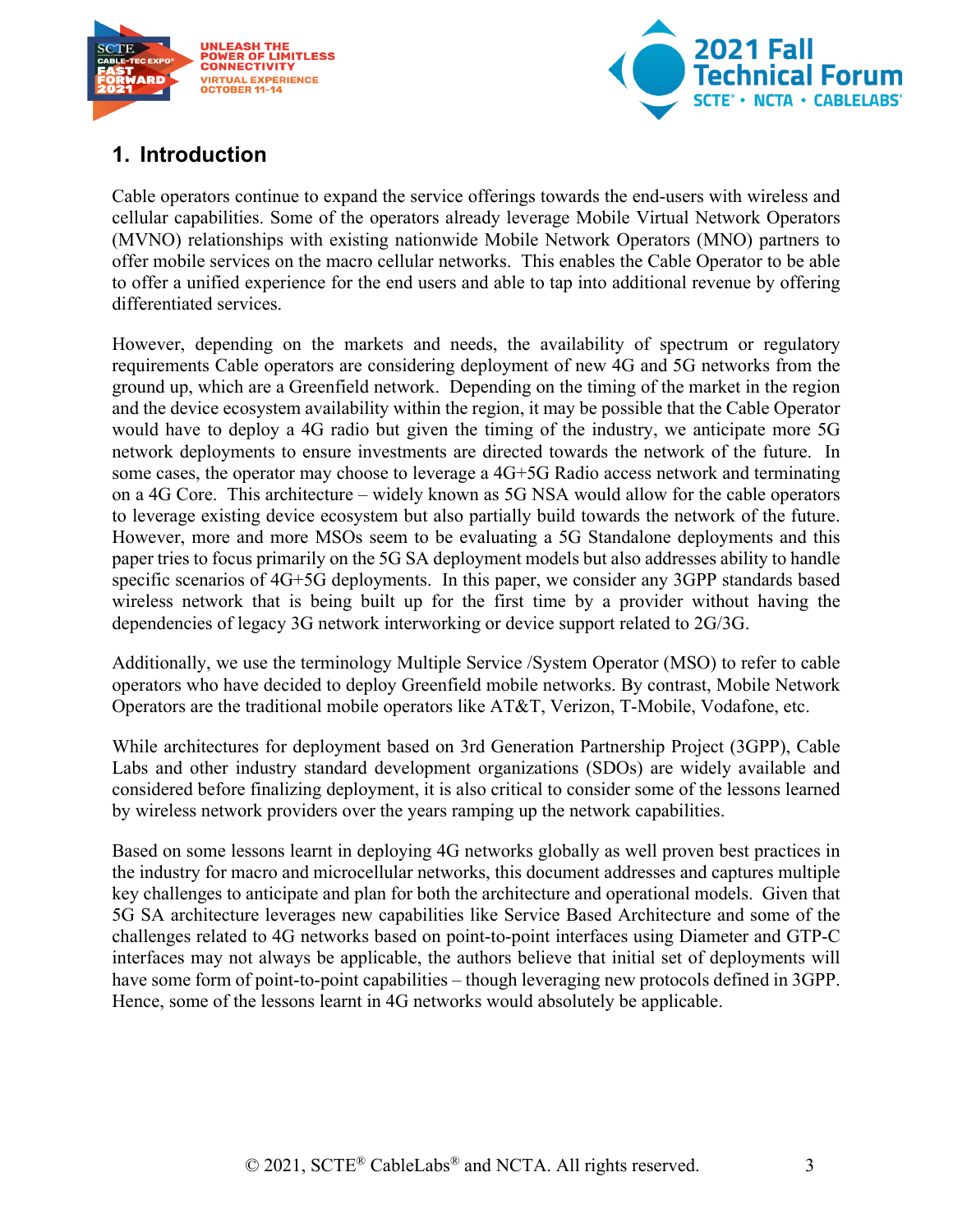## 1. Introduction

Cable operators continue to expand the service offerings towards the end-users with wireless and cellular capabilities. Some of the operators already leverage Mobile Virtual Network Operators (MVNO) relationships with existing nationwide Mobile Network Operators (MNO) partners to offer mobile services on the macro cellular networks. This enables the Cable Operator to be able to offer a unified experience for the end users and able to tap into additional revenue by offering differentiated services.

However, depending on the markets and needs, the availability of spectrum or regulatory requirements Cable operators are considering deployment of new 4G and 5G networks from the ground up, which are a Greenfield network. Depending on the timing of the market in the region and the device ecosystem availability within the region, it may be possible that the Cable Operator would have to deploy a 4G radio but given the timing of the industry, we anticipate more 5G network deployments to ensure investments are directed towards the network of the future. In some cases, the operator may choose to leverage a 4G+5G Radio access network and terminating on a 4G Core. This architecture – widely known as 5G NSA would allow for the cable operators to leverage existing device ecosystem but also partially build towards the network of the future. However, more and more MSOs seem to be evaluating a 5G Standalone deployments and this paper tries to focus primarily on the 5G SA deployment models but also addresses ability to handle specific scenarios of 4G+5G deployments. In this paper, we consider any 3GPP standards based wireless network that is being built up for the first time by a provider without having the dependencies of legacy 3G network interworking or device support related to 2G/3G.

Additionally, we use the terminology Multiple Service /System Operator (MSO) to refer to cable operators who have decided to deploy Greenfield mobile networks. By contrast, Mobile Network Operators are the traditional mobile operators like AT&T, Verizon, T-Mobile, Vodafone, etc.

While architectures for deployment based on 3rd Generation Partnership Project (3GPP), Cable Labs and other industry standard development organizations (SDOs) are widely available and considered before finalizing deployment, it is also critical to consider some of the lessons learned by wireless network providers over the years ramping up the network capabilities.

Based on some lessons learnt in deploying 4G networks globally as well proven best practices in the industry for macro and microcellular networks, this document addresses and captures multiple key challenges to anticipate and plan for both the architecture and operational models. Given that 5G SA architecture leverages new capabilities like Service Based Architecture and some of the challenges related to 4G networks based on point-to-point interfaces using Diameter and GTP-C interfaces may not always be applicable, the authors believe that initial set of deployments will have some form of point-to-point capabilities – though leveraging new protocols defined in 3GPP. Hence, some of the lessons learnt in 4G networks would absolutely be applicable.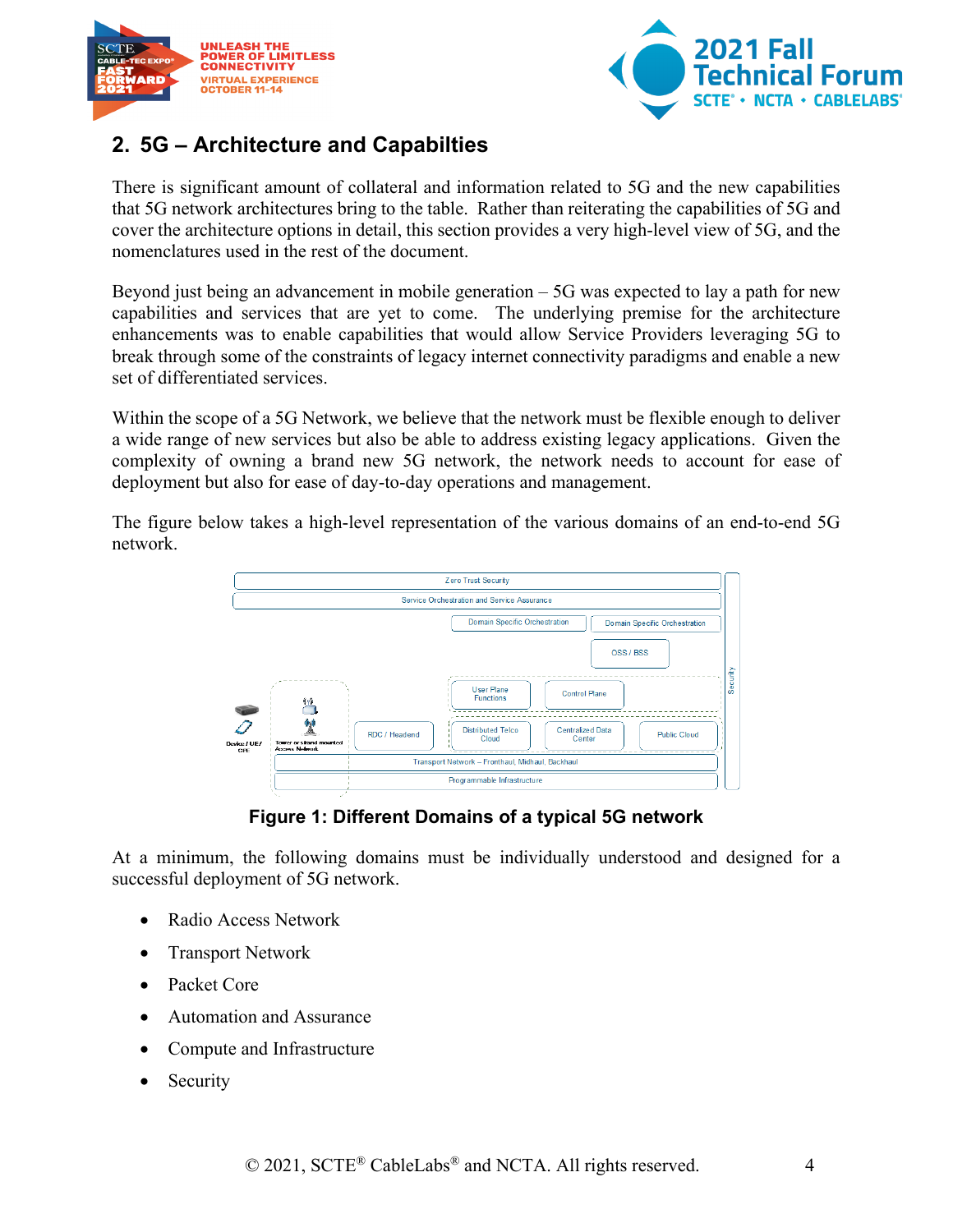## 2. 5G – Architecture and Capabilties

There is significant amount of collateral and information related to 5G and the new capabilities that 5G network architectures bring to the table. Rather than reiterating the capabilities of 5G and cover the architecture options in detail, this section provides a very high-level view of 5G, and the nomenclatures used in the rest of the document.

Beyond just being an advancement in mobile generation – 5G was expected to lay a path for new capabilities and services that are yet to come. The underlying premise for the architecture enhancements was to enable capabilities that would allow Service Providers leveraging 5G to break through some of the constraints of legacy internet connectivity paradigms and enable a new set of differentiated services.

Within the scope of a 5G Network, we believe that the network must be flexible enough to deliver a wide range of new services but also be able to address existing legacy applications. Given the complexity of owning a brand new 5G network, the network needs to account for ease of deployment but also for ease of day-to-day operations and management.

The figure below takes a high-level representation of the various domains of an end-to-end 5G network.

**Figure 1: Different Domains of a typical 5G network**

At a minimum, the following domains must be individually understood and designed for a successful deployment of 5G network.

- Radio Access Network
- Transport Network
- Packet Core
- Automation and Assurance
- Compute and Infrastructure
- Security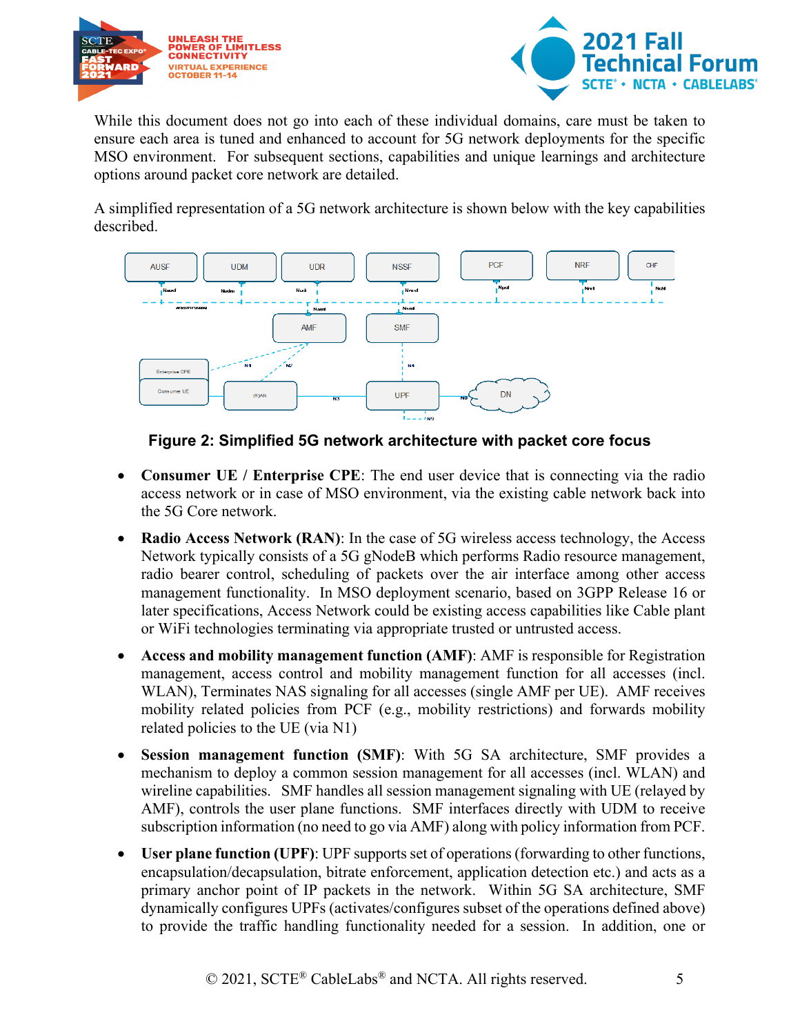While this document does not go into each of these individual domains, care must be taken to ensure each area is tuned and enhanced to account for 5G network deployments for the specific MSO environment. For subsequent sections, capabilities and unique learnings and architecture options around packet core network are detailed.

A simplified representation of a 5G network architecture is shown below with the key capabilities described.

**Figure 2: Simplified 5G network architecture with packet core focus**

- **Consumer UE / Enterprise CPE**: The end user device that is connecting via the radio access network or in case of MSO environment, via the existing cable network back into the 5G Core network.
- **Radio Access Network (RAN)**: In the case of 5G wireless access technology, the Access Network typically consists of a 5G gNodeB which performs Radio resource management, radio bearer control, scheduling of packets over the air interface among other access management functionality. In MSO deployment scenario, based on 3GPP Release 16 or later specifications, Access Network could be existing access capabilities like Cable plant or WiFi technologies terminating via appropriate trusted or untrusted access.
- **Access and mobility management function (AMF)**: AMF is responsible for Registration management, access control and mobility management function for all accesses (incl. WLAN), Terminates NAS signaling for all accesses (single AMF per UE). AMF receives mobility related policies from PCF (e.g., mobility restrictions) and forwards mobility related policies to the UE (via N1)
- **Session management function (SMF)**: With 5G SA architecture, SMF provides a mechanism to deploy a common session management for all accesses (incl. WLAN) and wireline capabilities. SMF handles all session management signaling with UE (relayed by AMF), controls the user plane functions. SMF interfaces directly with UDM to receive subscription information (no need to go via AMF) along with policy information from PCF.
- **User plane function (UPF)**: UPF supports set of operations (forwarding to other functions, encapsulation/decapsulation, bitrate enforcement, application detection etc.) and acts as a primary anchor point of IP packets in the network. Within 5G SA architecture, SMF dynamically configures UPFs (activates/configures subset of the operations defined above) to provide the traffic handling functionality needed for a session. In addition, one or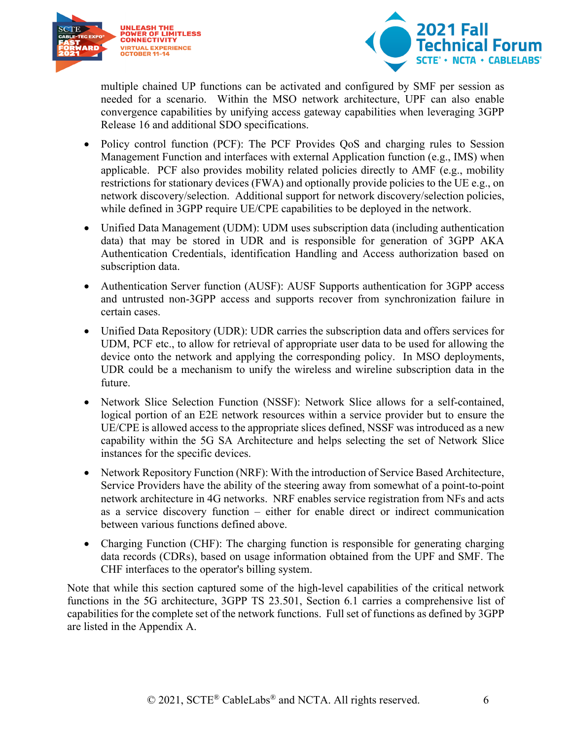multiple chained UP functions can be activated and configured by SMF per session as needed for a scenario. Within the MSO network architecture, UPF can also enable convergence capabilities by unifying access gateway capabilities when leveraging 3GPP Release 16 and additional SDO specifications.

- Policy control function (PCF): The PCF Provides QoS and charging rules to Session Management Function and interfaces with external Application function (e.g., IMS) when applicable. PCF also provides mobility related policies directly to AMF (e.g., mobility restrictions for stationary devices (FWA) and optionally provide policies to the UE e.g., on network discovery/selection. Additional support for network discovery/selection policies, while defined in 3GPP require UE/CPE capabilities to be deployed in the network.

- Unified Data Management (UDM): UDM uses subscription data (including authentication data) that may be stored in UDR and is responsible for generation of 3GPP AKA Authentication Credentials, identification Handling and Access authorization based on subscription data.

- Authentication Server function (AUSF): AUSF Supports authentication for 3GPP access and untrusted non-3GPP access and supports recover from synchronization failure in certain cases.

- Unified Data Repository (UDR): UDR carries the subscription data and offers services for UDM, PCF etc., to allow for retrieval of appropriate user data to be used for allowing the device onto the network and applying the corresponding policy. In MSO deployments, UDR could be a mechanism to unify the wireless and wireline subscription data in the future.

- Network Slice Selection Function (NSSF): Network Slice allows for a self-contained, logical portion of an E2E network resources within a service provider but to ensure the UE/CPE is allowed access to the appropriate slices defined, NSSF was introduced as a new capability within the 5G SA Architecture and helps selecting the set of Network Slice instances for the specific devices.

- Network Repository Function (NRF): With the introduction of Service Based Architecture, Service Providers have the ability of the steering away from somewhat of a point-to-point network architecture in 4G networks. NRF enables service registration from NFs and acts as a service discovery function – either for enable direct or indirect communication between various functions defined above.

- Charging Function (CHF): The charging function is responsible for generating charging data records (CDRs), based on usage information obtained from the UPF and SMF. The CHF interfaces to the operator's billing system.

Note that while this section captured some of the high-level capabilities of the critical network functions in the 5G architecture, 3GPP TS 23.501, Section 6.1 carries a comprehensive list of capabilities for the complete set of the network functions. Full set of functions as defined by 3GPP are listed in the Appendix A.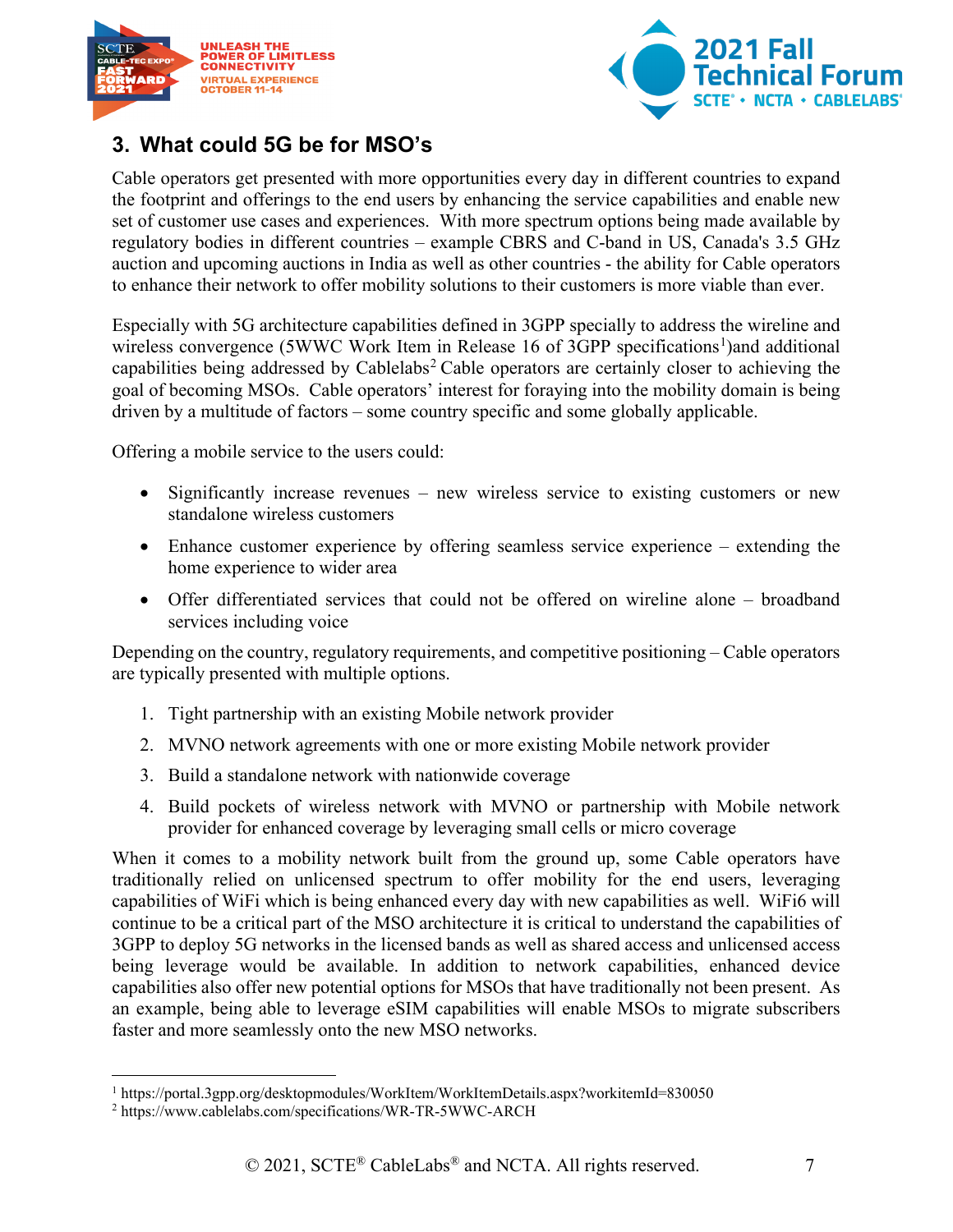## 3. What could 5G be for MSO's

Cable operators get presented with more opportunities every day in different countries to expand the footprint and offerings to the end users by enhancing the service capabilities and enable new set of customer use cases and experiences. With more spectrum options being made available by regulatory bodies in different countries – example CBRS and C-band in US, Canada's 3.5 GHz auction and upcoming auctions in India as well as other countries - the ability for Cable operators to enhance their network to offer mobility solutions to their customers is more viable than ever.

Especially with 5G architecture capabilities defined in 3GPP specially to address the wireline and wireless convergence (5WWC Work Item in Release 16 of 3GPP specifications[1])and additional capabilities being addressed by Cablelabs[2] Cable operators are certainly closer to achieving the goal of becoming MSOs. Cable operators' interest for foraying into the mobility domain is being driven by a multitude of factors – some country specific and some globally applicable.

Offering a mobile service to the users could:

- Significantly increase revenues – new wireless service to existing customers or new standalone wireless customers
- Enhance customer experience by offering seamless service experience – extending the home experience to wider area
- Offer differentiated services that could not be offered on wireline alone – broadband services including voice

Depending on the country, regulatory requirements, and competitive positioning – Cable operators are typically presented with multiple options.

1. Tight partnership with an existing Mobile network provider
2. MVNO network agreements with one or more existing Mobile network provider
3. Build a standalone network with nationwide coverage
4. Build pockets of wireless network with MVNO or partnership with Mobile network provider for enhanced coverage by leveraging small cells or micro coverage

When it comes to a mobility network built from the ground up, some Cable operators have traditionally relied on unlicensed spectrum to offer mobility for the end users, leveraging capabilities of WiFi which is being enhanced every day with new capabilities as well. WiFi6 will continue to be a critical part of the MSO architecture it is critical to understand the capabilities of 3GPP to deploy 5G networks in the licensed bands as well as shared access and unlicensed access being leverage would be available. In addition to network capabilities, enhanced device capabilities also offer new potential options for MSOs that have traditionally not been present. As an example, being able to leverage eSIM capabilities will enable MSOs to migrate subscribers faster and more seamlessly onto the new MSO networks.

---

[1] https://portal.3gpp.org/desktopmodules/WorkItem/WorkItemDetails.aspx?workitemId=830050

[2] https://www.cablelabs.com/specifications/WR-TR-5WWC-ARCH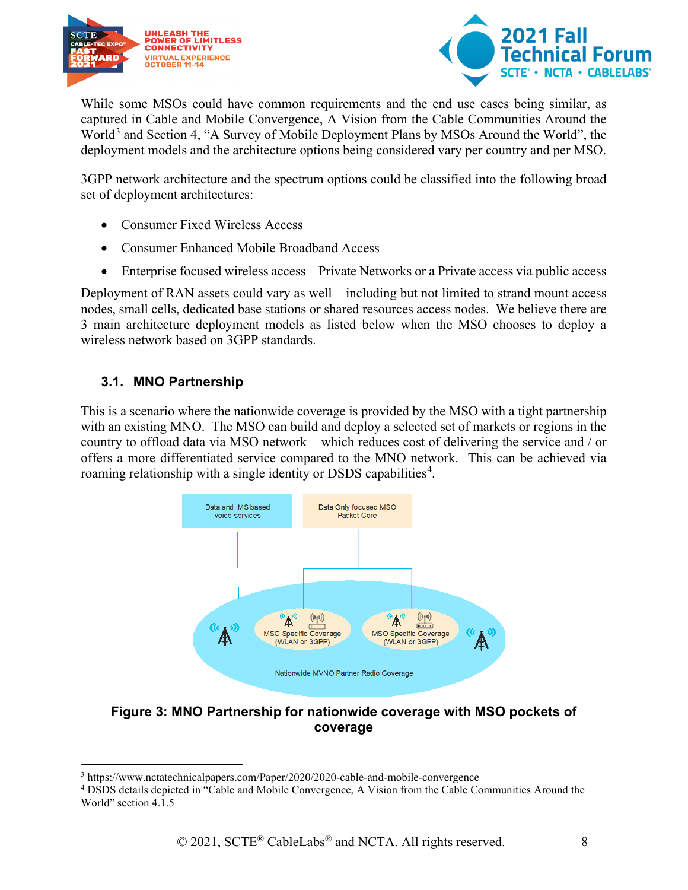While some MSOs could have common requirements and the end use cases being similar, as captured in Cable and Mobile Convergence, A Vision from the Cable Communities Around the World[3] and Section 4, "A Survey of Mobile Deployment Plans by MSOs Around the World", the deployment models and the architecture options being considered vary per country and per MSO.

3GPP network architecture and the spectrum options could be classified into the following broad set of deployment architectures:

- Consumer Fixed Wireless Access
- Consumer Enhanced Mobile Broadband Access
- Enterprise focused wireless access – Private Networks or a Private access via public access

Deployment of RAN assets could vary as well – including but not limited to strand mount access nodes, small cells, dedicated base stations or shared resources access nodes. We believe there are 3 main architecture deployment models as listed below when the MSO chooses to deploy a wireless network based on 3GPP standards.

### 3.1. MNO Partnership

This is a scenario where the nationwide coverage is provided by the MSO with a tight partnership with an existing MNO. The MSO can build and deploy a selected set of markets or regions in the country to offload data via MSO network – which reduces cost of delivering the service and / or offers a more differentiated service compared to the MNO network. This can be achieved via roaming relationship with a single identity or DSDS capabilities[4].

Data and IMS based voice services

Data Only focused MSO Packet Core

MSO Specific Coverage (WLAN or 3GPP)

MSO Specific Coverage (WLAN or 3GPP)

Nationwide MVNO Partner Radio Coverage

**Figure 3: MNO Partnership for nationwide coverage with MSO pockets of coverage**

[3] https://www.nctatechnicalpapers.com/Paper/2020/2020-cable-and-mobile-convergence

[4] DSDS details depicted in "Cable and Mobile Convergence, A Vision from the Cable Communities Around the World" section 4.1.5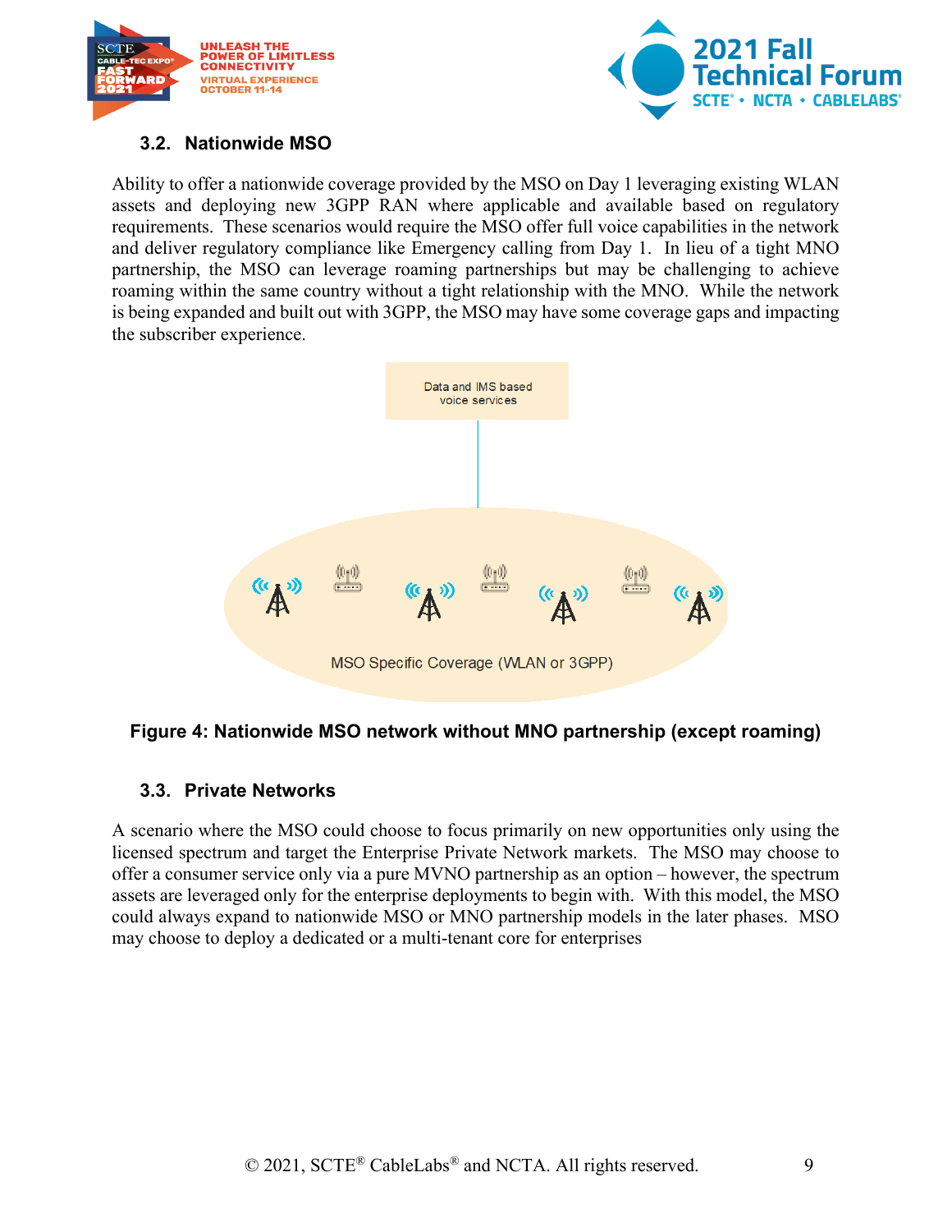### 3.2. Nationwide MSO

Ability to offer a nationwide coverage provided by the MSO on Day 1 leveraging existing WLAN assets and deploying new 3GPP RAN where applicable and available based on regulatory requirements. These scenarios would require the MSO offer full voice capabilities in the network and deliver regulatory compliance like Emergency calling from Day 1. In lieu of a tight MNO partnership, the MSO can leverage roaming partnerships but may be challenging to achieve roaming within the same country without a tight relationship with the MNO. While the network is being expanded and built out with 3GPP, the MSO may have some coverage gaps and impacting the subscriber experience.

Data and IMS based voice services

MSO Specific Coverage (WLAN or 3GPP)

**Figure 4: Nationwide MSO network without MNO partnership (except roaming)**

### 3.3. Private Networks

A scenario where the MSO could choose to focus primarily on new opportunities only using the licensed spectrum and target the Enterprise Private Network markets. The MSO may choose to offer a consumer service only via a pure MVNO partnership as an option – however, the spectrum assets are leveraged only for the enterprise deployments to begin with. With this model, the MSO could always expand to nationwide MSO or MNO partnership models in the later phases. MSO may choose to deploy a dedicated or a multi-tenant core for enterprises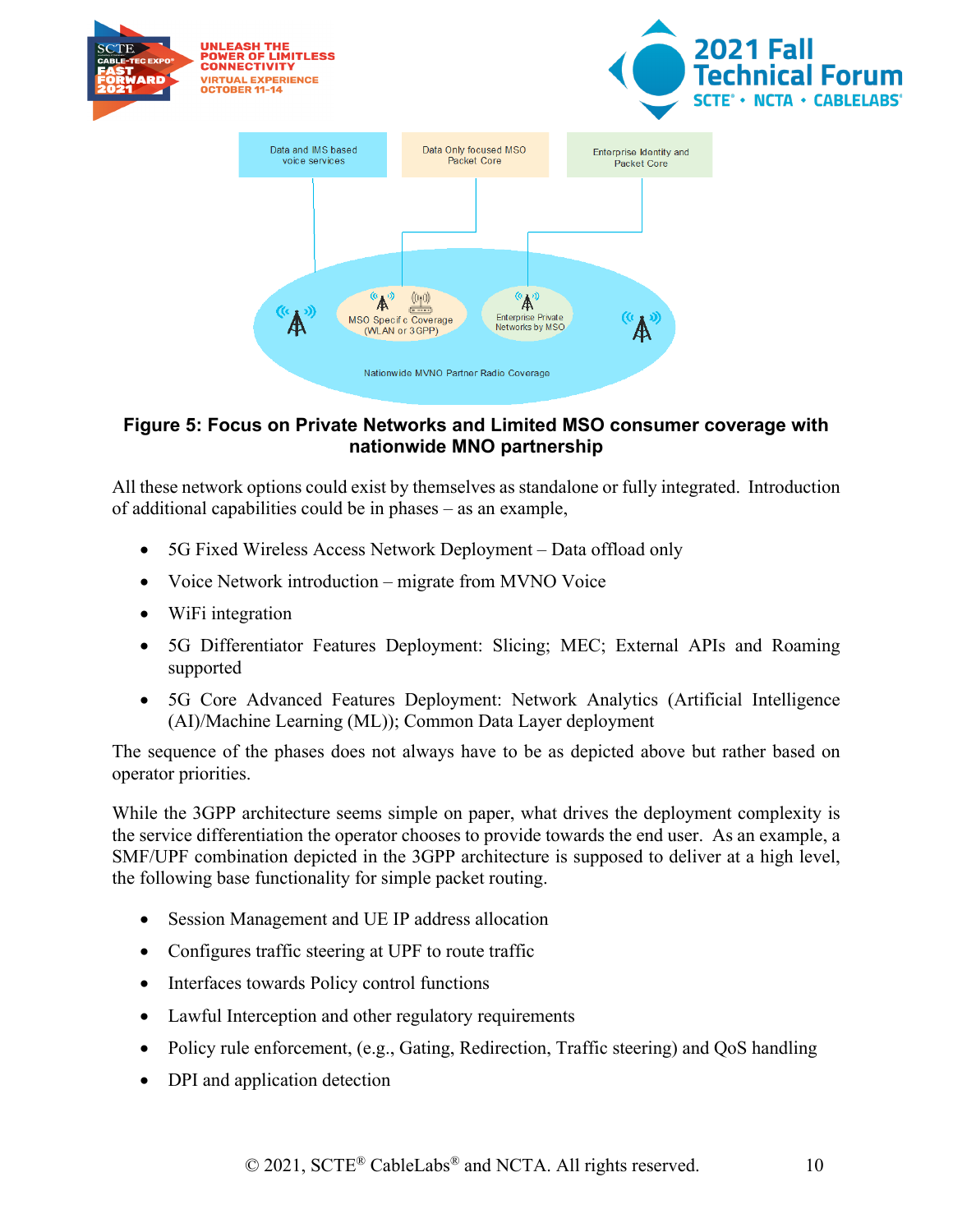**Figure 5: Focus on Private Networks and Limited MSO consumer coverage with nationwide MNO partnership**

All these network options could exist by themselves as standalone or fully integrated. Introduction of additional capabilities could be in phases – as an example,

- 5G Fixed Wireless Access Network Deployment – Data offload only
- Voice Network introduction – migrate from MVNO Voice
- WiFi integration
- 5G Differentiator Features Deployment: Slicing; MEC; External APIs and Roaming supported
- 5G Core Advanced Features Deployment: Network Analytics (Artificial Intelligence (AI)/Machine Learning (ML)); Common Data Layer deployment

The sequence of the phases does not always have to be as depicted above but rather based on operator priorities.

While the 3GPP architecture seems simple on paper, what drives the deployment complexity is the service differentiation the operator chooses to provide towards the end user. As an example, a SMF/UPF combination depicted in the 3GPP architecture is supposed to deliver at a high level, the following base functionality for simple packet routing.

- Session Management and UE IP address allocation
- Configures traffic steering at UPF to route traffic
- Interfaces towards Policy control functions
- Lawful Interception and other regulatory requirements
- Policy rule enforcement, (e.g., Gating, Redirection, Traffic steering) and QoS handling
- DPI and application detection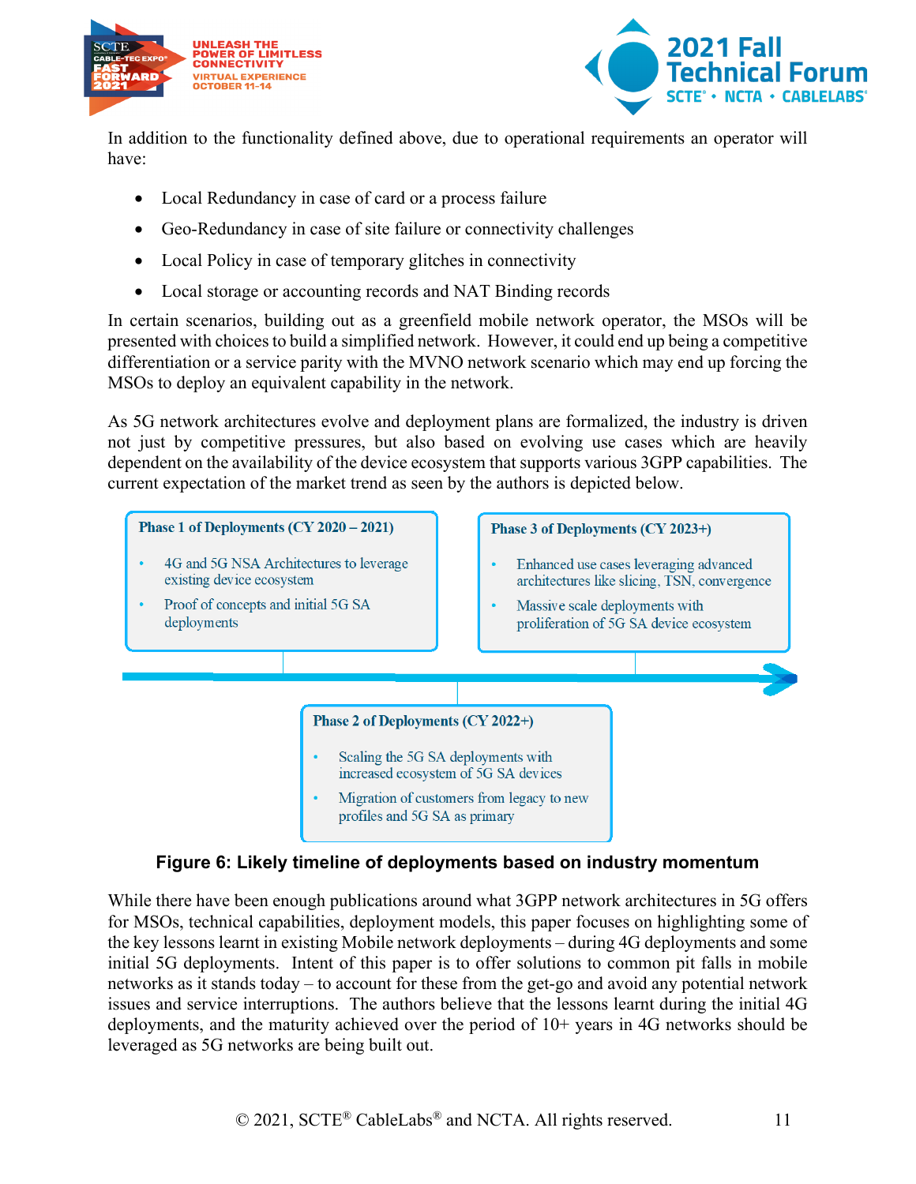In addition to the functionality defined above, due to operational requirements an operator will have:

- Local Redundancy in case of card or a process failure
- Geo-Redundancy in case of site failure or connectivity challenges
- Local Policy in case of temporary glitches in connectivity
- Local storage or accounting records and NAT Binding records

In certain scenarios, building out as a greenfield mobile network operator, the MSOs will be presented with choices to build a simplified network. However, it could end up being a competitive differentiation or a service parity with the MVNO network scenario which may end up forcing the MSOs to deploy an equivalent capability in the network.

As 5G network architectures evolve and deployment plans are formalized, the industry is driven not just by competitive pressures, but also based on evolving use cases which are heavily dependent on the availability of the device ecosystem that supports various 3GPP capabilities. The current expectation of the market trend as seen by the authors is depicted below.

**Phase 1 of Deployments (CY 2020 – 2021)**

- 4G and 5G NSA Architectures to leverage existing device ecosystem
- Proof of concepts and initial 5G SA deployments

**Phase 2 of Deployments (CY 2022+)**

- Scaling the 5G SA deployments with increased ecosystem of 5G SA devices
- Migration of customers from legacy to new profiles and 5G SA as primary

**Phase 3 of Deployments (CY 2023+)**

- Enhanced use cases leveraging advanced architectures like slicing, TSN, convergence
- Massive scale deployments with proliferation of 5G SA device ecosystem

**Figure 6: Likely timeline of deployments based on industry momentum**

While there have been enough publications around what 3GPP network architectures in 5G offers for MSOs, technical capabilities, deployment models, this paper focuses on highlighting some of the key lessons learnt in existing Mobile network deployments – during 4G deployments and some initial 5G deployments. Intent of this paper is to offer solutions to common pit falls in mobile networks as it stands today – to account for these from the get-go and avoid any potential network issues and service interruptions. The authors believe that the lessons learnt during the initial 4G deployments, and the maturity achieved over the period of 10+ years in 4G networks should be leveraged as 5G networks are being built out.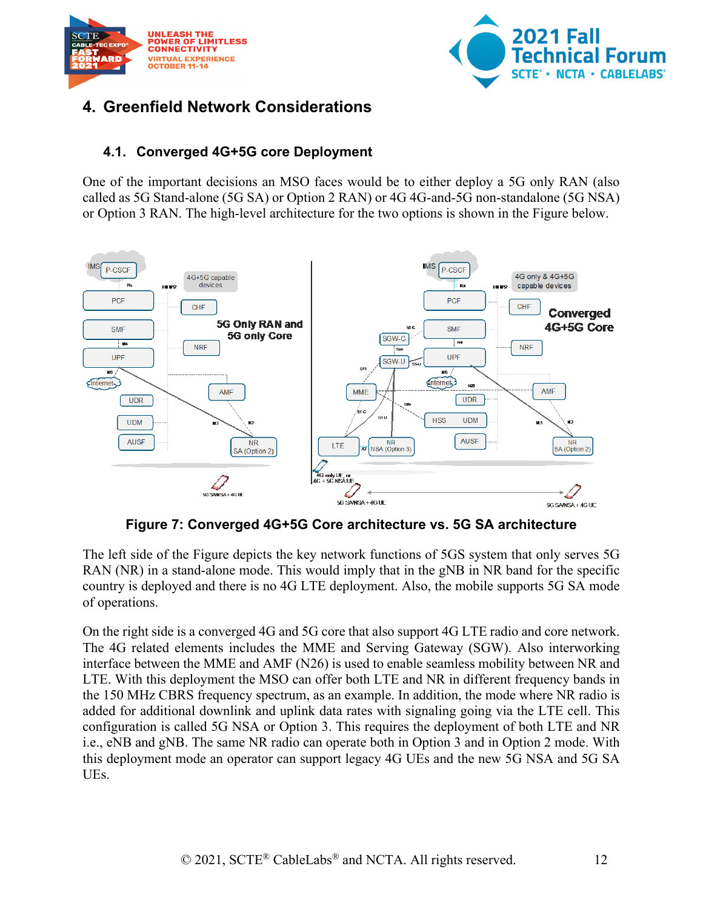## 4. Greenfield Network Considerations

### 4.1. Converged 4G+5G core Deployment

One of the important decisions an MSO faces would be to either deploy a 5G only RAN (also called as 5G Stand-alone (5G SA) or Option 2 RAN) or 4G 4G-and-5G non-standalone (5G NSA) or Option 3 RAN. The high-level architecture for the two options is shown in the Figure below.

**Figure 7: Converged 4G+5G Core architecture vs. 5G SA architecture**

The left side of the Figure depicts the key network functions of 5GS system that only serves 5G RAN (NR) in a stand-alone mode. This would imply that in the gNB in NR band for the specific country is deployed and there is no 4G LTE deployment. Also, the mobile supports 5G SA mode of operations.

On the right side is a converged 4G and 5G core that also support 4G LTE radio and core network. The 4G related elements includes the MME and Serving Gateway (SGW). Also interworking interface between the MME and AMF (N26) is used to enable seamless mobility between NR and LTE. With this deployment the MSO can offer both LTE and NR in different frequency bands in the 150 MHz CBRS frequency spectrum, as an example. In addition, the mode where NR radio is added for additional downlink and uplink data rates with signaling going via the LTE cell. This configuration is called 5G NSA or Option 3. This requires the deployment of both LTE and NR i.e., eNB and gNB. The same NR radio can operate both in Option 3 and in Option 2 mode. With this deployment mode an operator can support legacy 4G UEs and the new 5G NSA and 5G SA UEs.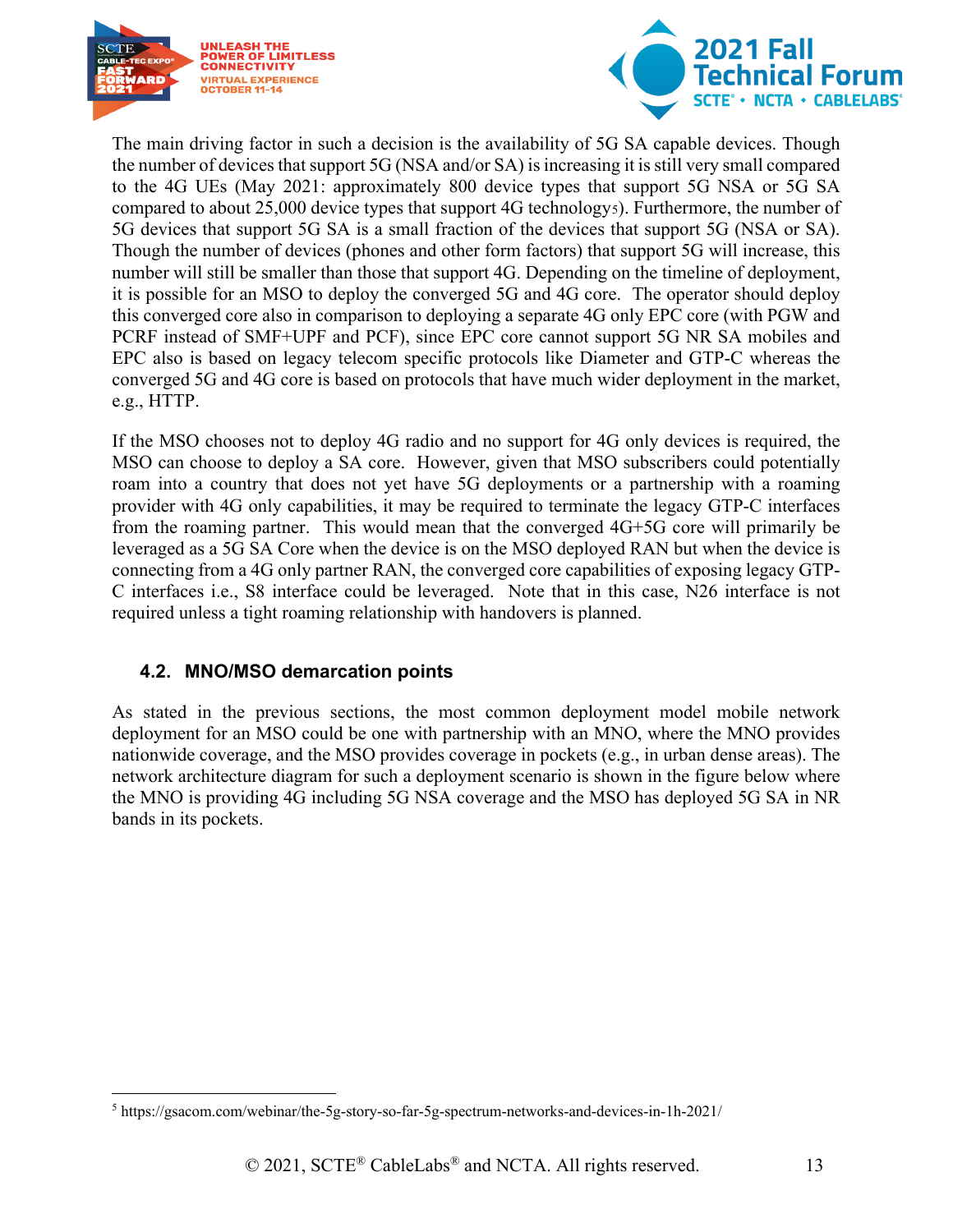The main driving factor in such a decision is the availability of 5G SA capable devices. Though the number of devices that support 5G (NSA and/or SA) is increasing it is still very small compared to the 4G UEs (May 2021: approximately 800 device types that support 5G NSA or 5G SA compared to about 25,000 device types that support 4G technology[5]). Furthermore, the number of 5G devices that support 5G SA is a small fraction of the devices that support 5G (NSA or SA). Though the number of devices (phones and other form factors) that support 5G will increase, this number will still be smaller than those that support 4G. Depending on the timeline of deployment, it is possible for an MSO to deploy the converged 5G and 4G core. The operator should deploy this converged core also in comparison to deploying a separate 4G only EPC core (with PGW and PCRF instead of SMF+UPF and PCF), since EPC core cannot support 5G NR SA mobiles and EPC also is based on legacy telecom specific protocols like Diameter and GTP-C whereas the converged 5G and 4G core is based on protocols that have much wider deployment in the market, e.g., HTTP.

If the MSO chooses not to deploy 4G radio and no support for 4G only devices is required, the MSO can choose to deploy a SA core. However, given that MSO subscribers could potentially roam into a country that does not yet have 5G deployments or a partnership with a roaming provider with 4G only capabilities, it may be required to terminate the legacy GTP-C interfaces from the roaming partner. This would mean that the converged 4G+5G core will primarily be leveraged as a 5G SA Core when the device is on the MSO deployed RAN but when the device is connecting from a 4G only partner RAN, the converged core capabilities of exposing legacy GTP-C interfaces i.e., S8 interface could be leveraged. Note that in this case, N26 interface is not required unless a tight roaming relationship with handovers is planned.

### 4.2. MNO/MSO demarcation points

As stated in the previous sections, the most common deployment model mobile network deployment for an MSO could be one with partnership with an MNO, where the MNO provides nationwide coverage, and the MSO provides coverage in pockets (e.g., in urban dense areas). The network architecture diagram for such a deployment scenario is shown in the figure below where the MNO is providing 4G including 5G NSA coverage and the MSO has deployed 5G SA in NR bands in its pockets.

---

[5] https://gsacom.com/webinar/the-5g-story-so-far-5g-spectrum-networks-and-devices-in-1h-2021/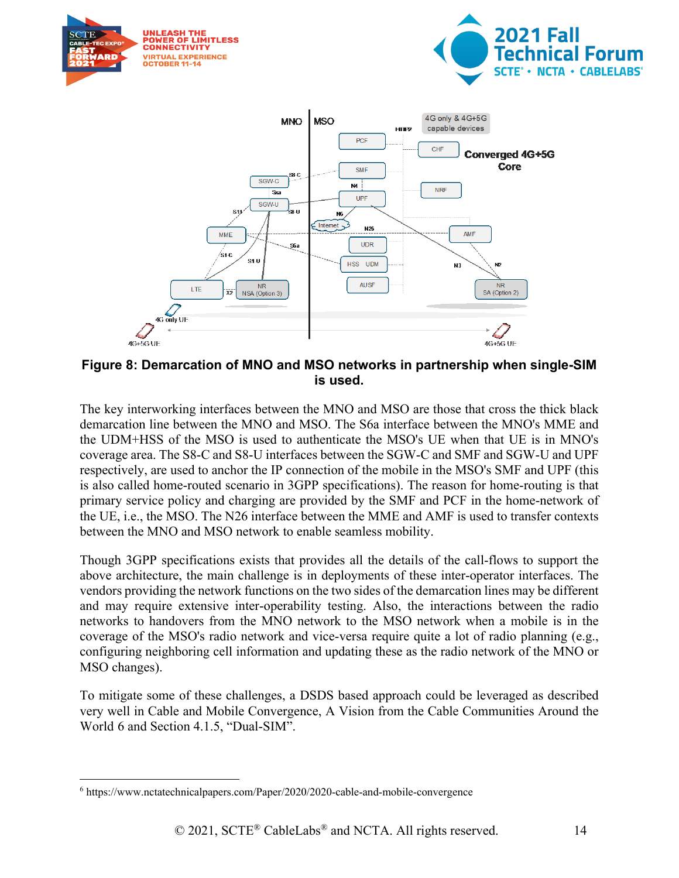**Figure 8: Demarcation of MNO and MSO networks in partnership when single-SIM is used.**

The key interworking interfaces between the MNO and MSO are those that cross the thick black demarcation line between the MNO and MSO. The S6a interface between the MNO's MME and the UDM+HSS of the MSO is used to authenticate the MSO's UE when that UE is in MNO's coverage area. The S8-C and S8-U interfaces between the SGW-C and SMF and SGW-U and UPF respectively, are used to anchor the IP connection of the mobile in the MSO's SMF and UPF (this is also called home-routed scenario in 3GPP specifications). The reason for home-routing is that primary service policy and charging are provided by the SMF and PCF in the home-network of the UE, i.e., the MSO. The N26 interface between the MME and AMF is used to transfer contexts between the MNO and MSO network to enable seamless mobility.

Though 3GPP specifications exists that provides all the details of the call-flows to support the above architecture, the main challenge is in deployments of these inter-operator interfaces. The vendors providing the network functions on the two sides of the demarcation lines may be different and may require extensive inter-operability testing. Also, the interactions between the radio networks to handovers from the MNO network to the MSO network when a mobile is in the coverage of the MSO's radio network and vice-versa require quite a lot of radio planning (e.g., configuring neighboring cell information and updating these as the radio network of the MNO or MSO changes).

To mitigate some of these challenges, a DSDS based approach could be leveraged as described very well in Cable and Mobile Convergence, A Vision from the Cable Communities Around the World [6] and Section 4.1.5, "Dual-SIM".

---

[6] https://www.nctatechnicalpapers.com/Paper/2020/2020-cable-and-mobile-convergence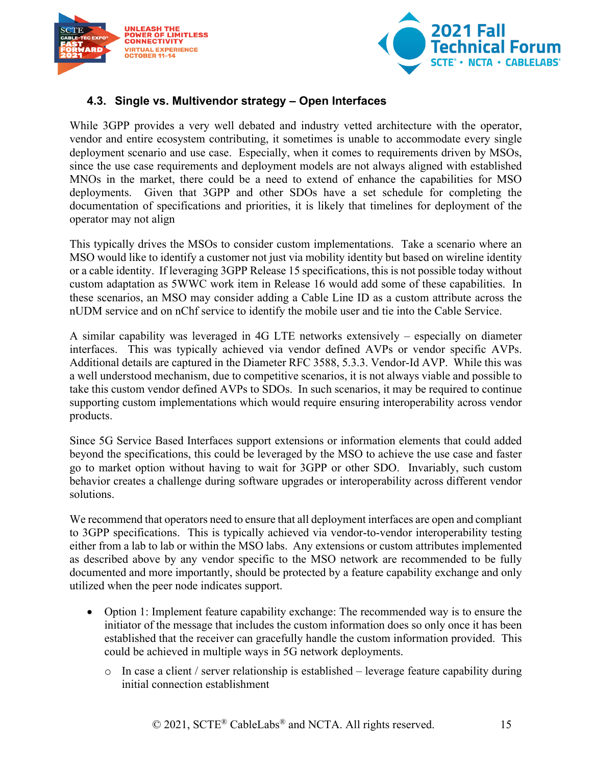### 4.3. Single vs. Multivendor strategy – Open Interfaces

While 3GPP provides a very well debated and industry vetted architecture with the operator, vendor and entire ecosystem contributing, it sometimes is unable to accommodate every single deployment scenario and use case. Especially, when it comes to requirements driven by MSOs, since the use case requirements and deployment models are not always aligned with established MNOs in the market, there could be a need to extend of enhance the capabilities for MSO deployments. Given that 3GPP and other SDOs have a set schedule for completing the documentation of specifications and priorities, it is likely that timelines for deployment of the operator may not align

This typically drives the MSOs to consider custom implementations. Take a scenario where an MSO would like to identify a customer not just via mobility identity but based on wireline identity or a cable identity. If leveraging 3GPP Release 15 specifications, this is not possible today without custom adaptation as 5WWC work item in Release 16 would add some of these capabilities. In these scenarios, an MSO may consider adding a Cable Line ID as a custom attribute across the nUDM service and on nChf service to identify the mobile user and tie into the Cable Service.

A similar capability was leveraged in 4G LTE networks extensively – especially on diameter interfaces. This was typically achieved via vendor defined AVPs or vendor specific AVPs. Additional details are captured in the Diameter RFC 3588, 5.3.3. Vendor-Id AVP. While this was a well understood mechanism, due to competitive scenarios, it is not always viable and possible to take this custom vendor defined AVPs to SDOs. In such scenarios, it may be required to continue supporting custom implementations which would require ensuring interoperability across vendor products.

Since 5G Service Based Interfaces support extensions or information elements that could added beyond the specifications, this could be leveraged by the MSO to achieve the use case and faster go to market option without having to wait for 3GPP or other SDO. Invariably, such custom behavior creates a challenge during software upgrades or interoperability across different vendor solutions.

We recommend that operators need to ensure that all deployment interfaces are open and compliant to 3GPP specifications. This is typically achieved via vendor-to-vendor interoperability testing either from a lab to lab or within the MSO labs. Any extensions or custom attributes implemented as described above by any vendor specific to the MSO network are recommended to be fully documented and more importantly, should be protected by a feature capability exchange and only utilized when the peer node indicates support.

- Option 1: Implement feature capability exchange: The recommended way is to ensure the initiator of the message that includes the custom information does so only once it has been established that the receiver can gracefully handle the custom information provided. This could be achieved in multiple ways in 5G network deployments.
    - In case a client / server relationship is established – leverage feature capability during initial connection establishment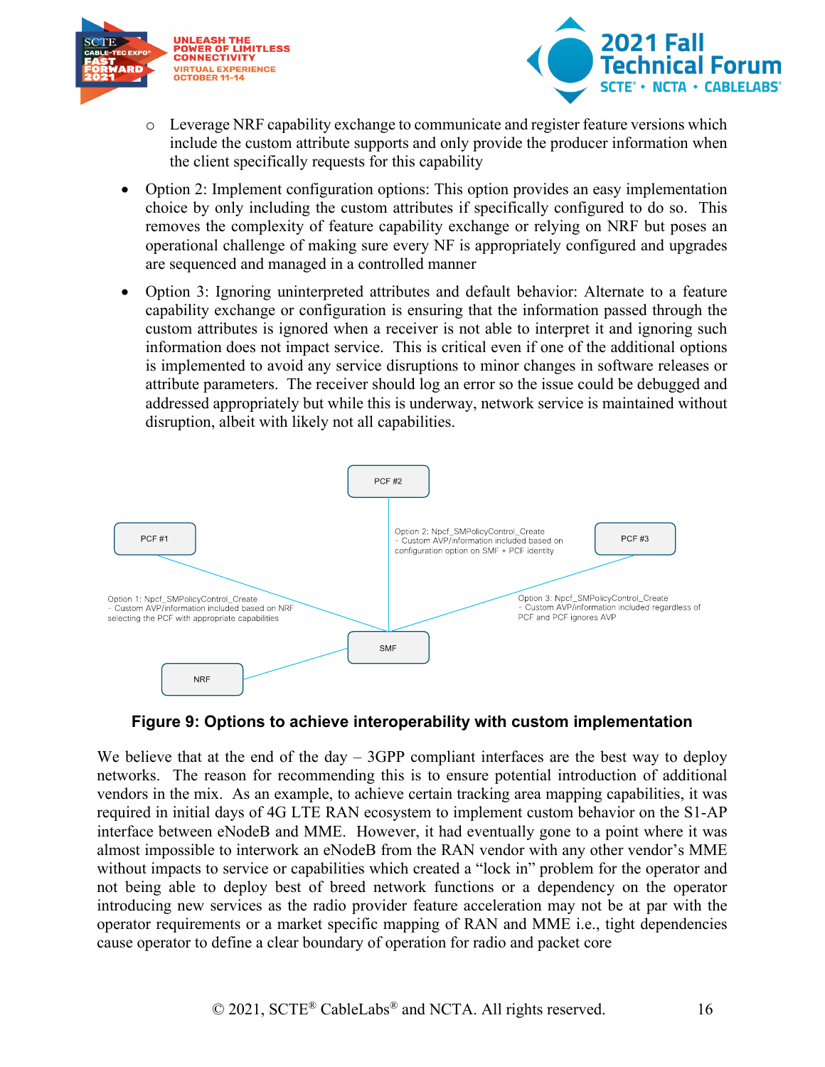- Leverage NRF capability exchange to communicate and register feature versions which include the custom attribute supports and only provide the producer information when the client specifically requests for this capability

- Option 2: Implement configuration options: This option provides an easy implementation choice by only including the custom attributes if specifically configured to do so. This removes the complexity of feature capability exchange or relying on NRF but poses an operational challenge of making sure every NF is appropriately configured and upgrades are sequenced and managed in a controlled manner
- Option 3: Ignoring uninterpreted attributes and default behavior: Alternate to a feature capability exchange or configuration is ensuring that the information passed through the custom attributes is ignored when a receiver is not able to interpret it and ignoring such information does not impact service. This is critical even if one of the additional options is implemented to avoid any service disruptions to minor changes in software releases or attribute parameters. The receiver should log an error so the issue could be debugged and addressed appropriately but while this is underway, network service is maintained without disruption, albeit with likely not all capabilities.

PCF #2

PCF #1

PCF #3

Option 2: Npcf_SMPolicyControl_Create
– Custom AVP/information included based on configuration option on SMF + PCF identity

Option 1: Npcf_SMPolicyControl_Create
– Custom AVP/information included based on NRF selecting the PCF with appropriate capabilities

Option 3: Npcf_SMPolicyControl_Create
– Custom AVP/information included regardless of PCF and PCF ignores AVP

SMF

NRF

**Figure 9: Options to achieve interoperability with custom implementation**

We believe that at the end of the day – 3GPP compliant interfaces are the best way to deploy networks. The reason for recommending this is to ensure potential introduction of additional vendors in the mix. As an example, to achieve certain tracking area mapping capabilities, it was required in initial days of 4G LTE RAN ecosystem to implement custom behavior on the S1-AP interface between eNodeB and MME. However, it had eventually gone to a point where it was almost impossible to interwork an eNodeB from the RAN vendor with any other vendor's MME without impacts to service or capabilities which created a "lock in" problem for the operator and not being able to deploy best of breed network functions or a dependency on the operator introducing new services as the radio provider feature acceleration may not be at par with the operator requirements or a market specific mapping of RAN and MME i.e., tight dependencies cause operator to define a clear boundary of operation for radio and packet core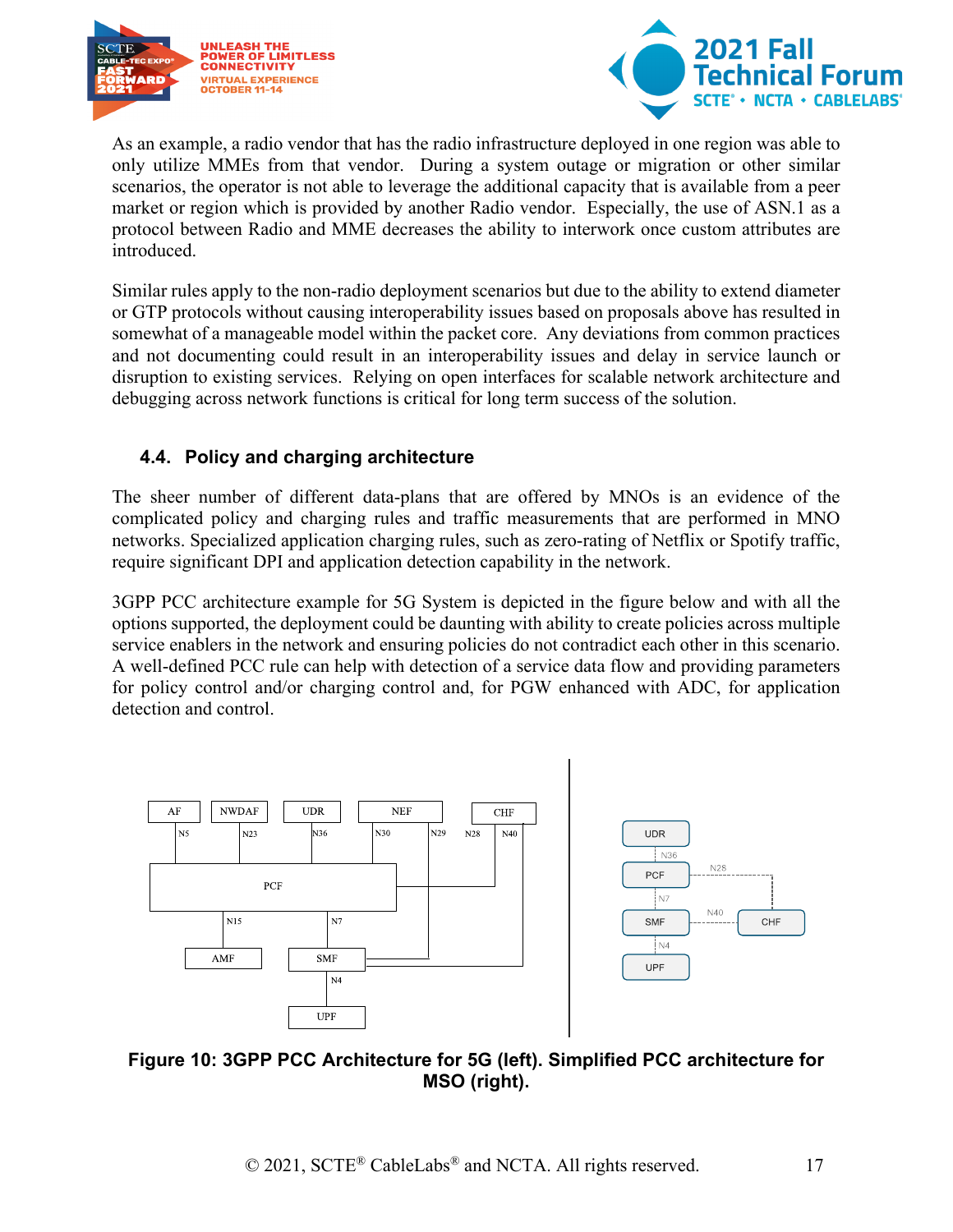As an example, a radio vendor that has the radio infrastructure deployed in one region was able to only utilize MMEs from that vendor. During a system outage or migration or other similar scenarios, the operator is not able to leverage the additional capacity that is available from a peer market or region which is provided by another Radio vendor. Especially, the use of ASN.1 as a protocol between Radio and MME decreases the ability to interwork once custom attributes are introduced.

Similar rules apply to the non-radio deployment scenarios but due to the ability to extend diameter or GTP protocols without causing interoperability issues based on proposals above has resulted in somewhat of a manageable model within the packet core. Any deviations from common practices and not documenting could result in an interoperability issues and delay in service launch or disruption to existing services. Relying on open interfaces for scalable network architecture and debugging across network functions is critical for long term success of the solution.

## 4.4. Policy and charging architecture

The sheer number of different data-plans that are offered by MNOs is an evidence of the complicated policy and charging rules and traffic measurements that are performed in MNO networks. Specialized application charging rules, such as zero-rating of Netflix or Spotify traffic, require significant DPI and application detection capability in the network.

3GPP PCC architecture example for 5G System is depicted in the figure below and with all the options supported, the deployment could be daunting with ability to create policies across multiple service enablers in the network and ensuring policies do not contradict each other in this scenario. A well-defined PCC rule can help with detection of a service data flow and providing parameters for policy control and/or charging control and, for PGW enhanced with ADC, for application detection and control.

**Figure 10: 3GPP PCC Architecture for 5G (left). Simplified PCC architecture for MSO (right).**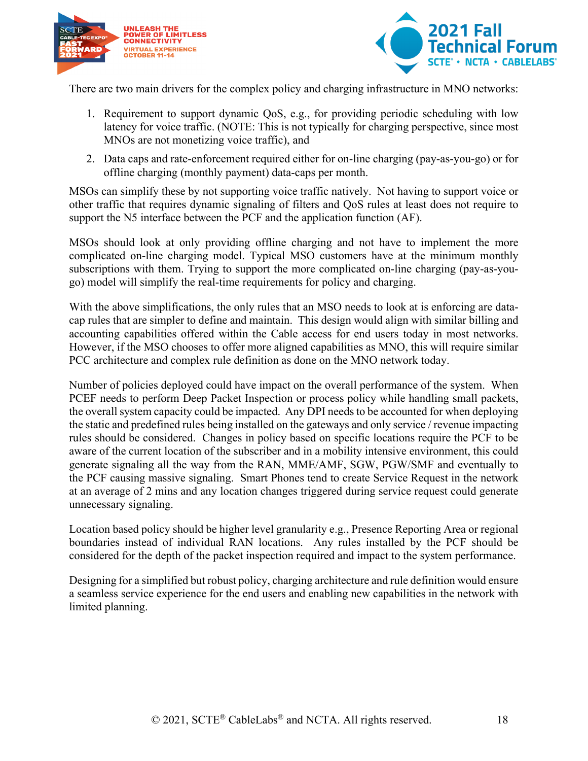There are two main drivers for the complex policy and charging infrastructure in MNO networks:

1. Requirement to support dynamic QoS, e.g., for providing periodic scheduling with low latency for voice traffic. (NOTE: This is not typically for charging perspective, since most MNOs are not monetizing voice traffic), and
2. Data caps and rate-enforcement required either for on-line charging (pay-as-you-go) or for offline charging (monthly payment) data-caps per month.

MSOs can simplify these by not supporting voice traffic natively. Not having to support voice or other traffic that requires dynamic signaling of filters and QoS rules at least does not require to support the N5 interface between the PCF and the application function (AF).

MSOs should look at only providing offline charging and not have to implement the more complicated on-line charging model. Typical MSO customers have at the minimum monthly subscriptions with them. Trying to support the more complicated on-line charging (pay-as-you-go) model will simplify the real-time requirements for policy and charging.

With the above simplifications, the only rules that an MSO needs to look at is enforcing are data-cap rules that are simpler to define and maintain. This design would align with similar billing and accounting capabilities offered within the Cable access for end users today in most networks. However, if the MSO chooses to offer more aligned capabilities as MNO, this will require similar PCC architecture and complex rule definition as done on the MNO network today.

Number of policies deployed could have impact on the overall performance of the system. When PCEF needs to perform Deep Packet Inspection or process policy while handling small packets, the overall system capacity could be impacted. Any DPI needs to be accounted for when deploying the static and predefined rules being installed on the gateways and only service / revenue impacting rules should be considered. Changes in policy based on specific locations require the PCF to be aware of the current location of the subscriber and in a mobility intensive environment, this could generate signaling all the way from the RAN, MME/AMF, SGW, PGW/SMF and eventually to the PCF causing massive signaling. Smart Phones tend to create Service Request in the network at an average of 2 mins and any location changes triggered during service request could generate unnecessary signaling.

Location based policy should be higher level granularity e.g., Presence Reporting Area or regional boundaries instead of individual RAN locations. Any rules installed by the PCF should be considered for the depth of the packet inspection required and impact to the system performance.

Designing for a simplified but robust policy, charging architecture and rule definition would ensure a seamless service experience for the end users and enabling new capabilities in the network with limited planning.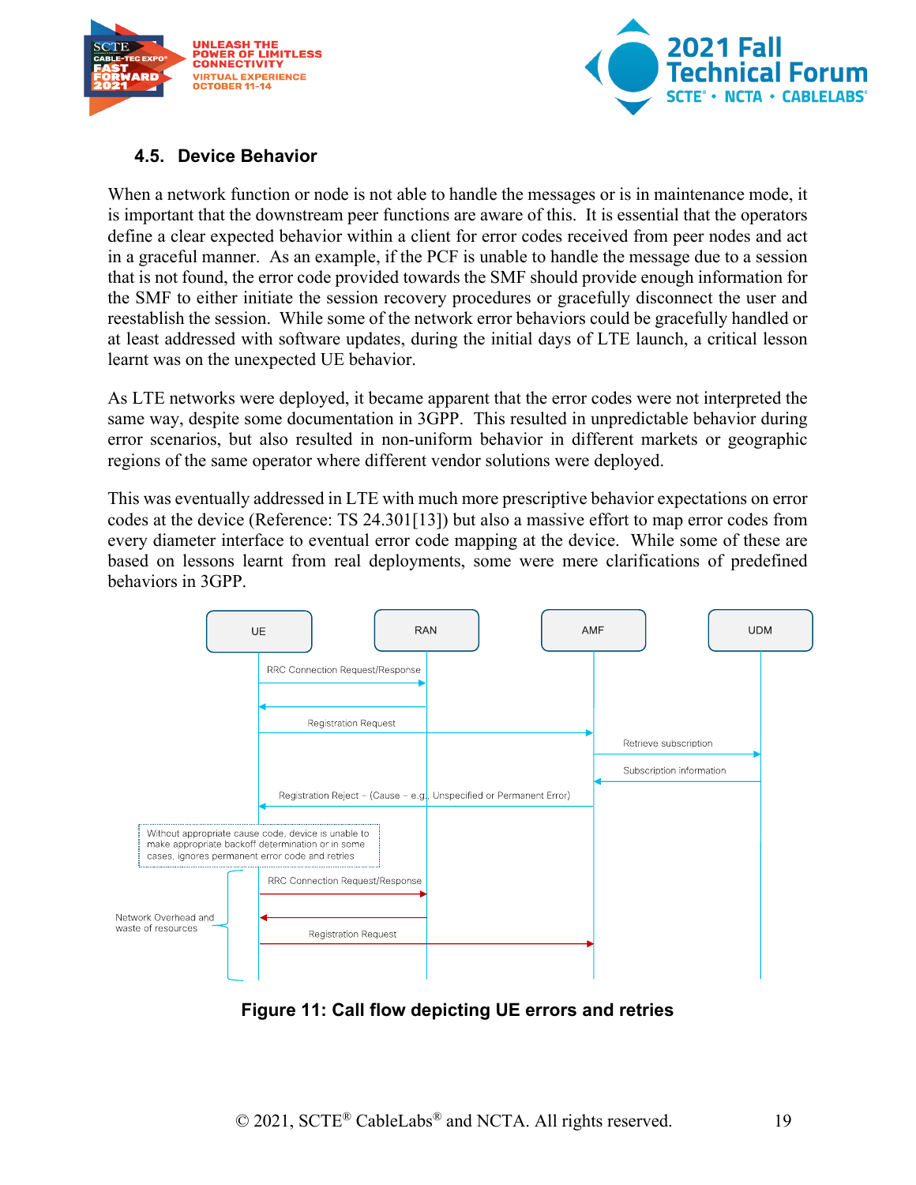### 4.5. Device Behavior

When a network function or node is not able to handle the messages or is in maintenance mode, it is important that the downstream peer functions are aware of this. It is essential that the operators define a clear expected behavior within a client for error codes received from peer nodes and act in a graceful manner. As an example, if the PCF is unable to handle the message due to a session that is not found, the error code provided towards the SMF should provide enough information for the SMF to either initiate the session recovery procedures or gracefully disconnect the user and reestablish the session. While some of the network error behaviors could be gracefully handled or at least addressed with software updates, during the initial days of LTE launch, a critical lesson learnt was on the unexpected UE behavior.

As LTE networks were deployed, it became apparent that the error codes were not interpreted the same way, despite some documentation in 3GPP. This resulted in unpredictable behavior during error scenarios, but also resulted in non-uniform behavior in different markets or geographic regions of the same operator where different vendor solutions were deployed.

This was eventually addressed in LTE with much more prescriptive behavior expectations on error codes at the device (Reference: TS 24.301[13]) but also a massive effort to map error codes from every diameter interface to eventual error code mapping at the device. While some of these are based on lessons learnt from real deployments, some were mere clarifications of predefined behaviors in 3GPP.

**Figure 11: Call flow depicting UE errors and retries**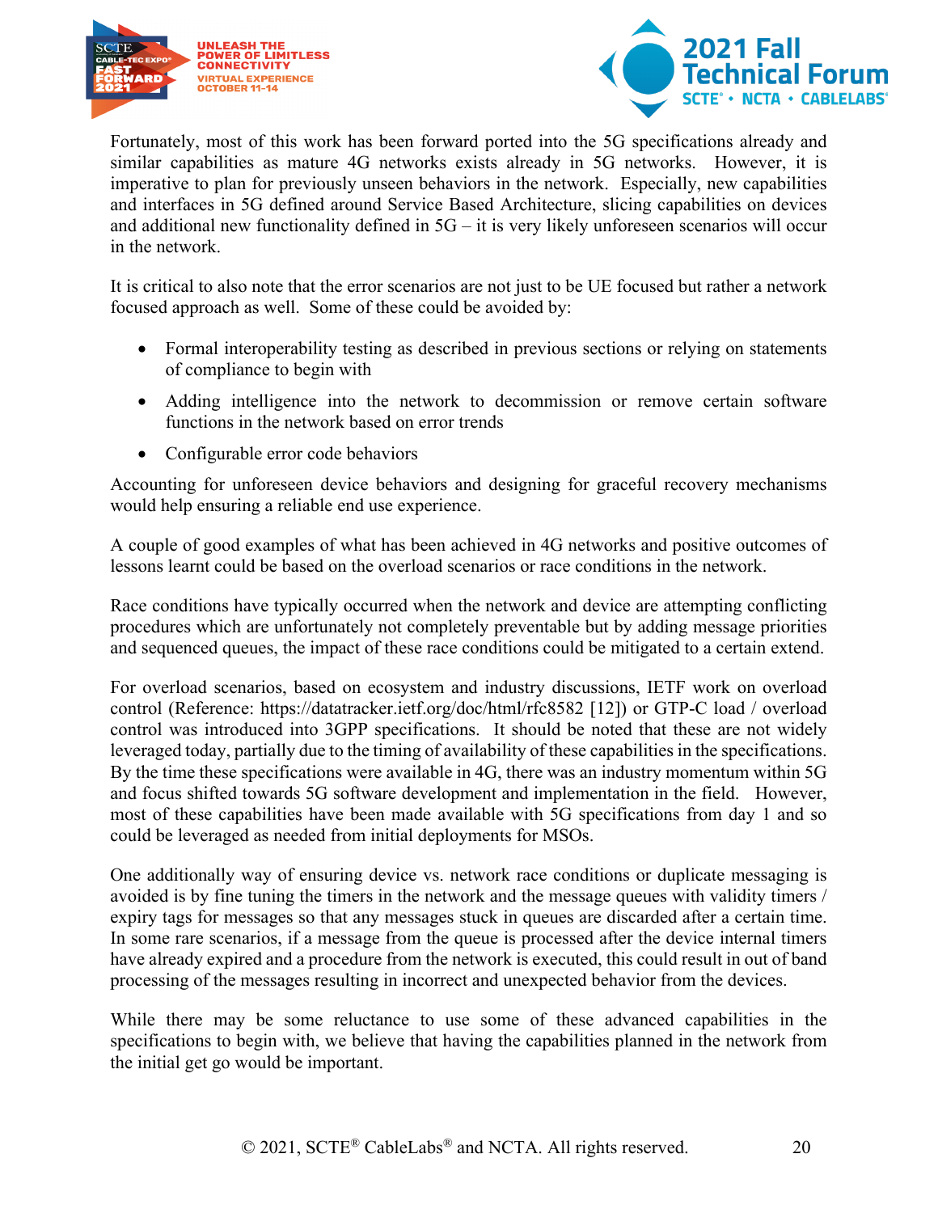Fortunately, most of this work has been forward ported into the 5G specifications already and similar capabilities as mature 4G networks exists already in 5G networks. However, it is imperative to plan for previously unseen behaviors in the network. Especially, new capabilities and interfaces in 5G defined around Service Based Architecture, slicing capabilities on devices and additional new functionality defined in 5G – it is very likely unforeseen scenarios will occur in the network.

It is critical to also note that the error scenarios are not just to be UE focused but rather a network focused approach as well. Some of these could be avoided by:

- Formal interoperability testing as described in previous sections or relying on statements of compliance to begin with
- Adding intelligence into the network to decommission or remove certain software functions in the network based on error trends
- Configurable error code behaviors

Accounting for unforeseen device behaviors and designing for graceful recovery mechanisms would help ensuring a reliable end use experience.

A couple of good examples of what has been achieved in 4G networks and positive outcomes of lessons learnt could be based on the overload scenarios or race conditions in the network.

Race conditions have typically occurred when the network and device are attempting conflicting procedures which are unfortunately not completely preventable but by adding message priorities and sequenced queues, the impact of these race conditions could be mitigated to a certain extend.

For overload scenarios, based on ecosystem and industry discussions, IETF work on overload control (Reference: https://datatracker.ietf.org/doc/html/rfc8582 [12]) or GTP-C load / overload control was introduced into 3GPP specifications. It should be noted that these are not widely leveraged today, partially due to the timing of availability of these capabilities in the specifications. By the time these specifications were available in 4G, there was an industry momentum within 5G and focus shifted towards 5G software development and implementation in the field. However, most of these capabilities have been made available with 5G specifications from day 1 and so could be leveraged as needed from initial deployments for MSOs.

One additionally way of ensuring device vs. network race conditions or duplicate messaging is avoided is by fine tuning the timers in the network and the message queues with validity timers / expiry tags for messages so that any messages stuck in queues are discarded after a certain time. In some rare scenarios, if a message from the queue is processed after the device internal timers have already expired and a procedure from the network is executed, this could result in out of band processing of the messages resulting in incorrect and unexpected behavior from the devices.

While there may be some reluctance to use some of these advanced capabilities in the specifications to begin with, we believe that having the capabilities planned in the network from the initial get go would be important.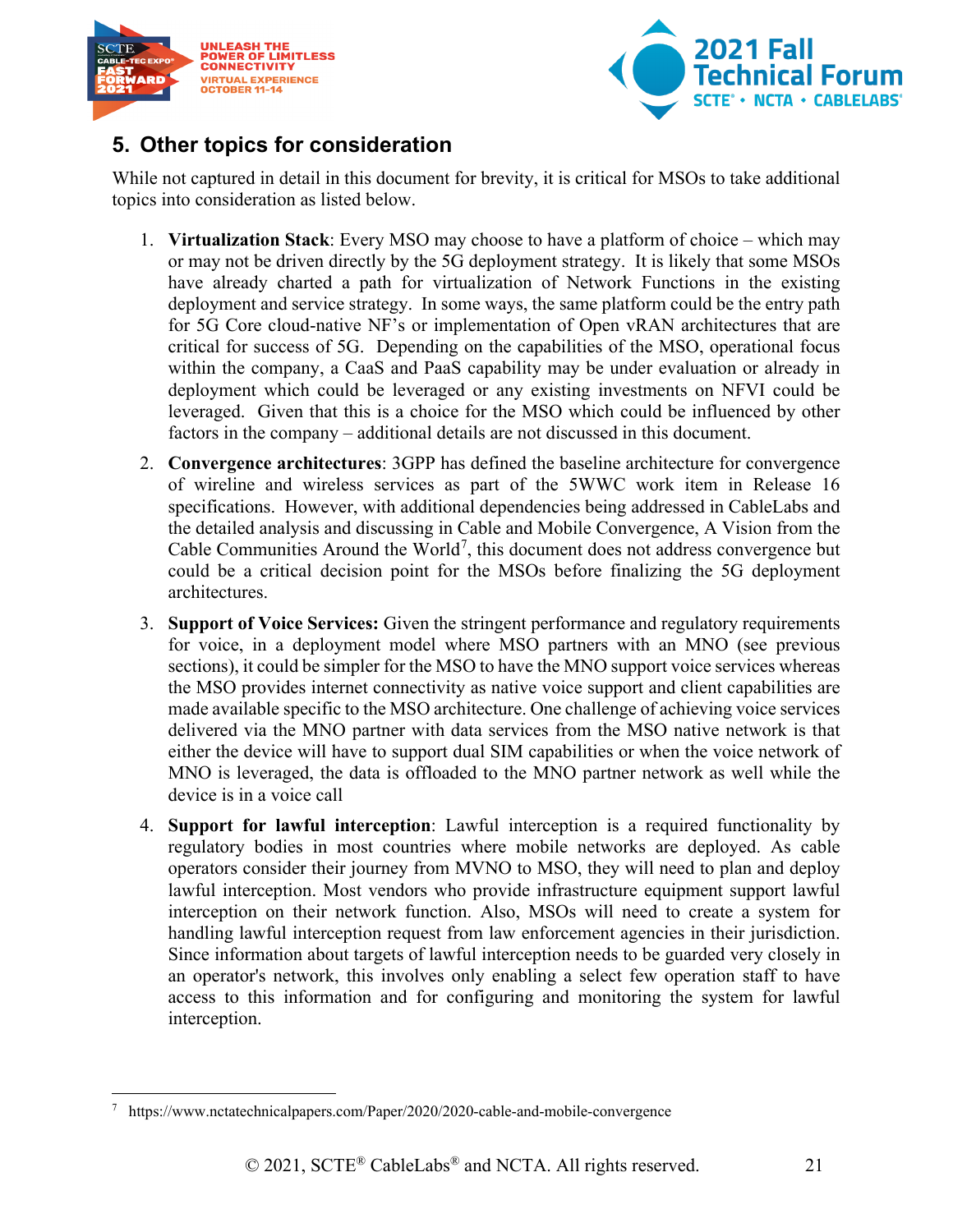## 5. Other topics for consideration

While not captured in detail in this document for brevity, it is critical for MSOs to take additional topics into consideration as listed below.

1. **Virtualization Stack**: Every MSO may choose to have a platform of choice – which may or may not be driven directly by the 5G deployment strategy. It is likely that some MSOs have already charted a path for virtualization of Network Functions in the existing deployment and service strategy. In some ways, the same platform could be the entry path for 5G Core cloud-native NF's or implementation of Open vRAN architectures that are critical for success of 5G. Depending on the capabilities of the MSO, operational focus within the company, a CaaS and PaaS capability may be under evaluation or already in deployment which could be leveraged or any existing investments on NFVI could be leveraged. Given that this is a choice for the MSO which could be influenced by other factors in the company – additional details are not discussed in this document.

2. **Convergence architectures**: 3GPP has defined the baseline architecture for convergence of wireline and wireless services as part of the 5WWC work item in Release 16 specifications. However, with additional dependencies being addressed in CableLabs and the detailed analysis and discussing in Cable and Mobile Convergence, A Vision from the Cable Communities Around the World[7], this document does not address convergence but could be a critical decision point for the MSOs before finalizing the 5G deployment architectures.

3. **Support of Voice Services:** Given the stringent performance and regulatory requirements for voice, in a deployment model where MSO partners with an MNO (see previous sections), it could be simpler for the MSO to have the MNO support voice services whereas the MSO provides internet connectivity as native voice support and client capabilities are made available specific to the MSO architecture. One challenge of achieving voice services delivered via the MNO partner with data services from the MSO native network is that either the device will have to support dual SIM capabilities or when the voice network of MNO is leveraged, the data is offloaded to the MNO partner network as well while the device is in a voice call

4. **Support for lawful interception**: Lawful interception is a required functionality by regulatory bodies in most countries where mobile networks are deployed. As cable operators consider their journey from MVNO to MSO, they will need to plan and deploy lawful interception. Most vendors who provide infrastructure equipment support lawful interception on their network function. Also, MSOs will need to create a system for handling lawful interception request from law enforcement agencies in their jurisdiction. Since information about targets of lawful interception needs to be guarded very closely in an operator's network, this involves only enabling a select few operation staff to have access to this information and for configuring and monitoring the system for lawful interception.

---

[7] https://www.nctatechnicalpapers.com/Paper/2020/2020-cable-and-mobile-convergence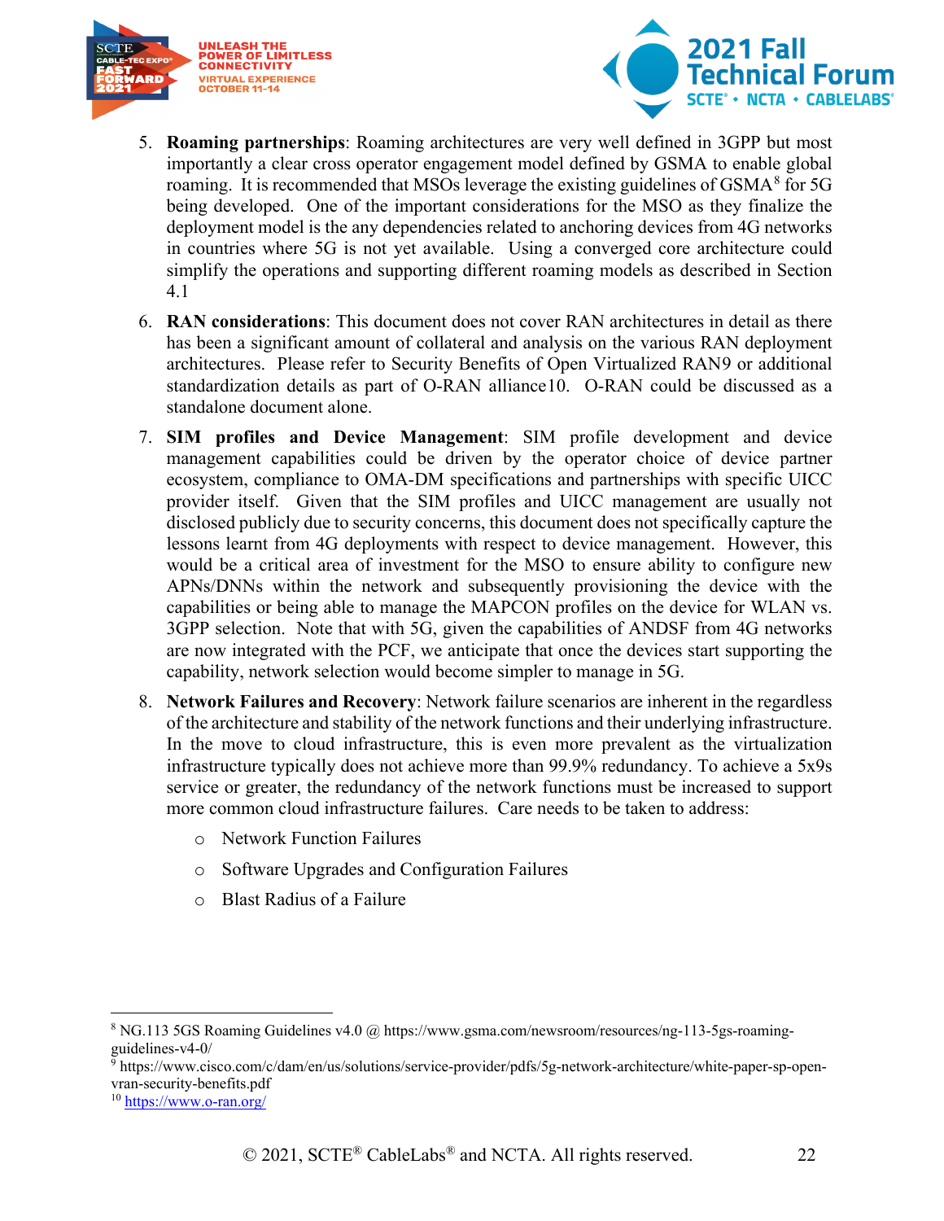5. **Roaming partnerships**: Roaming architectures are very well defined in 3GPP but most importantly a clear cross operator engagement model defined by GSMA to enable global roaming. It is recommended that MSOs leverage the existing guidelines of GSMA[8] for 5G being developed. One of the important considerations for the MSO as they finalize the deployment model is the any dependencies related to anchoring devices from 4G networks in countries where 5G is not yet available. Using a converged core architecture could simplify the operations and supporting different roaming models as described in Section 4.1

6. **RAN considerations**: This document does not cover RAN architectures in detail as there has been a significant amount of collateral and analysis on the various RAN deployment architectures. Please refer to Security Benefits of Open Virtualized RAN9 or additional standardization details as part of O-RAN alliance10. O-RAN could be discussed as a standalone document alone.

7. **SIM profiles and Device Management**: SIM profile development and device management capabilities could be driven by the operator choice of device partner ecosystem, compliance to OMA-DM specifications and partnerships with specific UICC provider itself. Given that the SIM profiles and UICC management are usually not disclosed publicly due to security concerns, this document does not specifically capture the lessons learnt from 4G deployments with respect to device management. However, this would be a critical area of investment for the MSO to ensure ability to configure new APNs/DNNs within the network and subsequently provisioning the device with the capabilities or being able to manage the MAPCON profiles on the device for WLAN vs. 3GPP selection. Note that with 5G, given the capabilities of ANDSF from 4G networks are now integrated with the PCF, we anticipate that once the devices start supporting the capability, network selection would become simpler to manage in 5G.

8. **Network Failures and Recovery**: Network failure scenarios are inherent in the regardless of the architecture and stability of the network functions and their underlying infrastructure. In the move to cloud infrastructure, this is even more prevalent as the virtualization infrastructure typically does not achieve more than 99.9% redundancy. To achieve a 5x9s service or greater, the redundancy of the network functions must be increased to support more common cloud infrastructure failures. Care needs to be taken to address:
    - Network Function Failures
    - Software Upgrades and Configuration Failures
    - Blast Radius of a Failure

---

[8] NG.113 5GS Roaming Guidelines v4.0 @ https://www.gsma.com/newsroom/resources/ng-113-5gs-roaming-guidelines-v4-0/

[9] https://www.cisco.com/c/dam/en/us/solutions/service-provider/pdfs/5g-network-architecture/white-paper-sp-open-vran-security-benefits.pdf

[10] https://www.o-ran.org/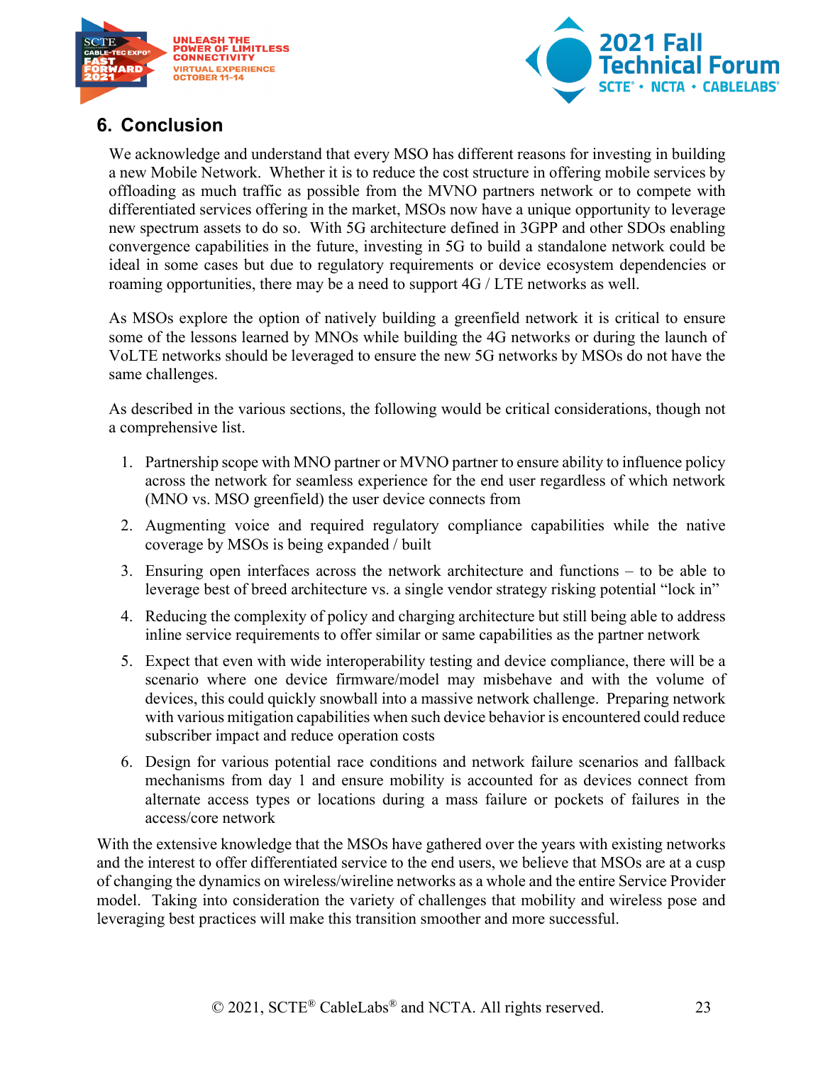## 6. Conclusion

We acknowledge and understand that every MSO has different reasons for investing in building a new Mobile Network. Whether it is to reduce the cost structure in offering mobile services by offloading as much traffic as possible from the MVNO partners network or to compete with differentiated services offering in the market, MSOs now have a unique opportunity to leverage new spectrum assets to do so. With 5G architecture defined in 3GPP and other SDOs enabling convergence capabilities in the future, investing in 5G to build a standalone network could be ideal in some cases but due to regulatory requirements or device ecosystem dependencies or roaming opportunities, there may be a need to support 4G / LTE networks as well.

As MSOs explore the option of natively building a greenfield network it is critical to ensure some of the lessons learned by MNOs while building the 4G networks or during the launch of VoLTE networks should be leveraged to ensure the new 5G networks by MSOs do not have the same challenges.

As described in the various sections, the following would be critical considerations, though not a comprehensive list.

1. Partnership scope with MNO partner or MVNO partner to ensure ability to influence policy across the network for seamless experience for the end user regardless of which network (MNO vs. MSO greenfield) the user device connects from
2. Augmenting voice and required regulatory compliance capabilities while the native coverage by MSOs is being expanded / built
3. Ensuring open interfaces across the network architecture and functions – to be able to leverage best of breed architecture vs. a single vendor strategy risking potential "lock in"
4. Reducing the complexity of policy and charging architecture but still being able to address inline service requirements to offer similar or same capabilities as the partner network
5. Expect that even with wide interoperability testing and device compliance, there will be a scenario where one device firmware/model may misbehave and with the volume of devices, this could quickly snowball into a massive network challenge. Preparing network with various mitigation capabilities when such device behavior is encountered could reduce subscriber impact and reduce operation costs
6. Design for various potential race conditions and network failure scenarios and fallback mechanisms from day 1 and ensure mobility is accounted for as devices connect from alternate access types or locations during a mass failure or pockets of failures in the access/core network

With the extensive knowledge that the MSOs have gathered over the years with existing networks and the interest to offer differentiated service to the end users, we believe that MSOs are at a cusp of changing the dynamics on wireless/wireline networks as a whole and the entire Service Provider model. Taking into consideration the variety of challenges that mobility and wireless pose and leveraging best practices will make this transition smoother and more successful.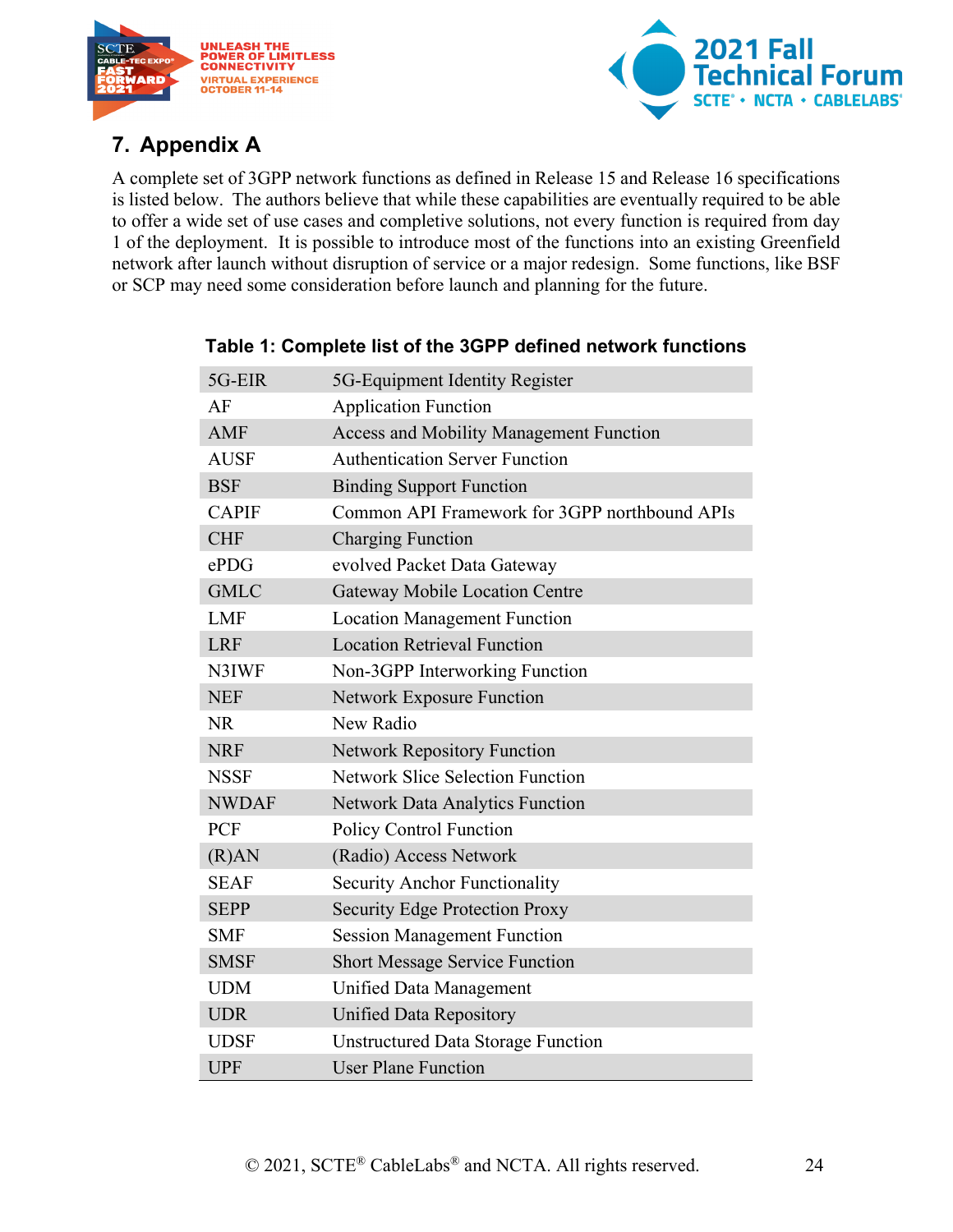## 7. Appendix A

A complete set of 3GPP network functions as defined in Release 15 and Release 16 specifications is listed below. The authors believe that while these capabilities are eventually required to be able to offer a wide set of use cases and completive solutions, not every function is required from day 1 of the deployment. It is possible to introduce most of the functions into an existing Greenfield network after launch without disruption of service or a major redesign. Some functions, like BSF or SCP may need some consideration before launch and planning for the future.

**Table 1: Complete list of the 3GPP defined network functions**

| | |
|---|---|
| 5G-EIR | 5G-Equipment Identity Register |
| AF | Application Function |
| AMF | Access and Mobility Management Function |
| AUSF | Authentication Server Function |
| BSF | Binding Support Function |
| CAPIF | Common API Framework for 3GPP northbound APIs |
| CHF | Charging Function |
| ePDG | evolved Packet Data Gateway |
| GMLC | Gateway Mobile Location Centre |
| LMF | Location Management Function |
| LRF | Location Retrieval Function |
| N3IWF | Non-3GPP Interworking Function |
| NEF | Network Exposure Function |
| NR | New Radio |
| NRF | Network Repository Function |
| NSSF | Network Slice Selection Function |
| NWDAF | Network Data Analytics Function |
| PCF | Policy Control Function |
| (R)AN | (Radio) Access Network |
| SEAF | Security Anchor Functionality |
| SEPP | Security Edge Protection Proxy |
| SMF | Session Management Function |
| SMSF | Short Message Service Function |
| UDM | Unified Data Management |
| UDR | Unified Data Repository |
| UDSF | Unstructured Data Storage Function |
| UPF | User Plane Function |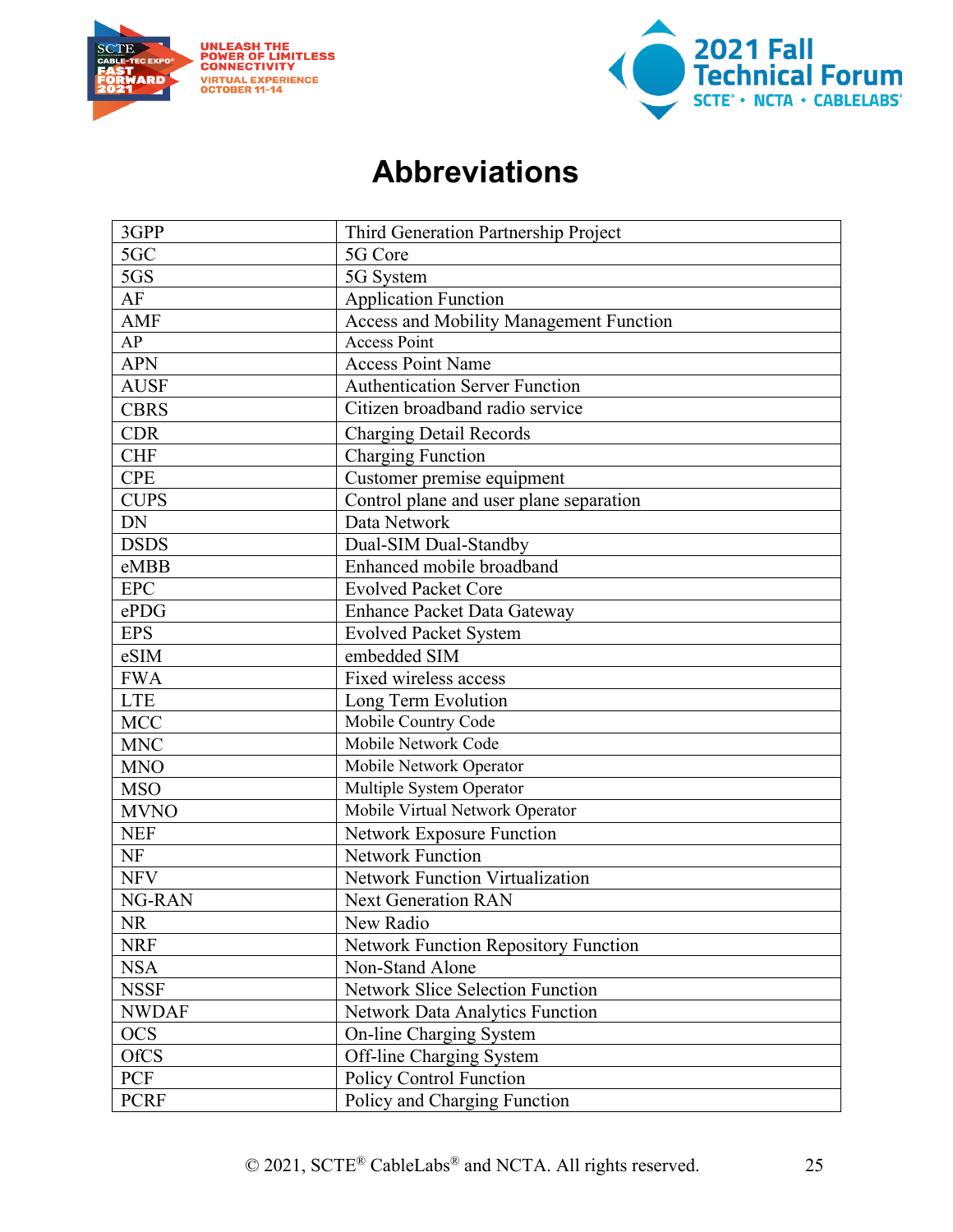# Abbreviations

| | |
|---|---|
| 3GPP | Third Generation Partnership Project |
| 5GC | 5G Core |
| 5GS | 5G System |
| AF | Application Function |
| AMF | Access and Mobility Management Function |
| AP | Access Point |
| APN | Access Point Name |
| AUSF | Authentication Server Function |
| CBRS | Citizen broadband radio service |
| CDR | Charging Detail Records |
| CHF | Charging Function |
| CPE | Customer premise equipment |
| CUPS | Control plane and user plane separation |
| DN | Data Network |
| DSDS | Dual-SIM Dual-Standby |
| eMBB | Enhanced mobile broadband |
| EPC | Evolved Packet Core |
| ePDG | Enhance Packet Data Gateway |
| EPS | Evolved Packet System |
| eSIM | embedded SIM |
| FWA | Fixed wireless access |
| LTE | Long Term Evolution |
| MCC | Mobile Country Code |
| MNC | Mobile Network Code |
| MNO | Mobile Network Operator |
| MSO | Multiple System Operator |
| MVNO | Mobile Virtual Network Operator |
| NEF | Network Exposure Function |
| NF | Network Function |
| NFV | Network Function Virtualization |
| NG-RAN | Next Generation RAN |
| NR | New Radio |
| NRF | Network Function Repository Function |
| NSA | Non-Stand Alone |
| NSSF | Network Slice Selection Function |
| NWDAF | Network Data Analytics Function |
| OCS | On-line Charging System |
| OfCS | Off-line Charging System |
| PCF | Policy Control Function |
| PCRF | Policy and Charging Function |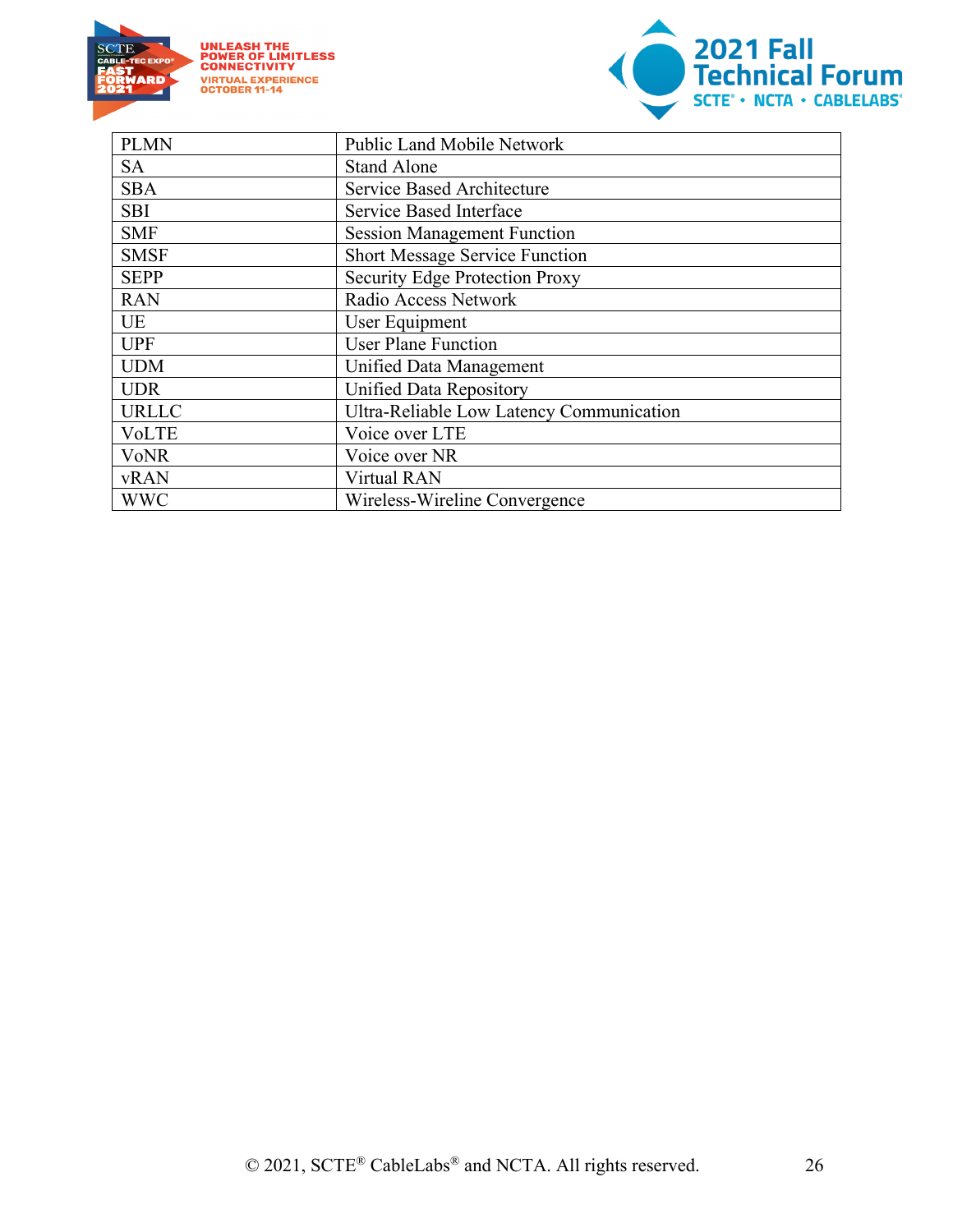| PLMN | Public Land Mobile Network |
|---|---|
| SA | Stand Alone |
| SBA | Service Based Architecture |
| SBI | Service Based Interface |
| SMF | Session Management Function |
| SMSF | Short Message Service Function |
| SEPP | Security Edge Protection Proxy |
| RAN | Radio Access Network |
| UE | User Equipment |
| UPF | User Plane Function |
| UDM | Unified Data Management |
| UDR | Unified Data Repository |
| URLLC | Ultra-Reliable Low Latency Communication |
| VoLTE | Voice over LTE |
| VoNR | Voice over NR |
| vRAN | Virtual RAN |
| WWC | Wireless-Wireline Convergence |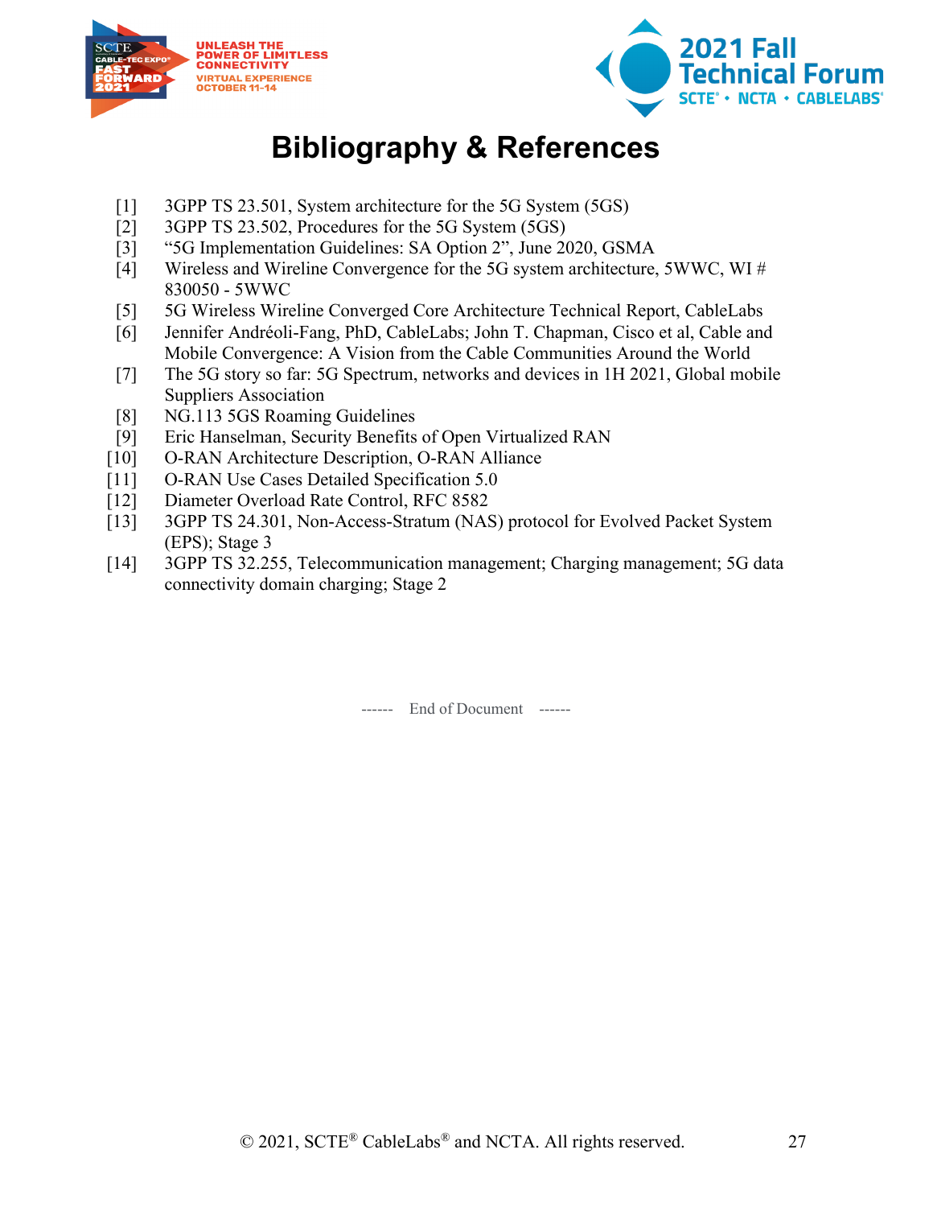# Bibliography & References

[1] 3GPP TS 23.501, System architecture for the 5G System (5GS)

[2] 3GPP TS 23.502, Procedures for the 5G System (5GS)

[3] "5G Implementation Guidelines: SA Option 2", June 2020, GSMA

[4] Wireless and Wireline Convergence for the 5G system architecture, 5WWC, WI # 830050 - 5WWC

[5] 5G Wireless Wireline Converged Core Architecture Technical Report, CableLabs

[6] Jennifer Andréoli-Fang, PhD, CableLabs; John T. Chapman, Cisco et al, Cable and Mobile Convergence: A Vision from the Cable Communities Around the World

[7] The 5G story so far: 5G Spectrum, networks and devices in 1H 2021, Global mobile Suppliers Association

[8] NG.113 5GS Roaming Guidelines

[9] Eric Hanselman, Security Benefits of Open Virtualized RAN

[10] O-RAN Architecture Description, O-RAN Alliance

[11] O-RAN Use Cases Detailed Specification 5.0

[12] Diameter Overload Rate Control, RFC 8582

[13] 3GPP TS 24.301, Non-Access-Stratum (NAS) protocol for Evolved Packet System (EPS); Stage 3

[14] 3GPP TS 32.255, Telecommunication management; Charging management; 5G data connectivity domain charging; Stage 2

------ End of Document ------